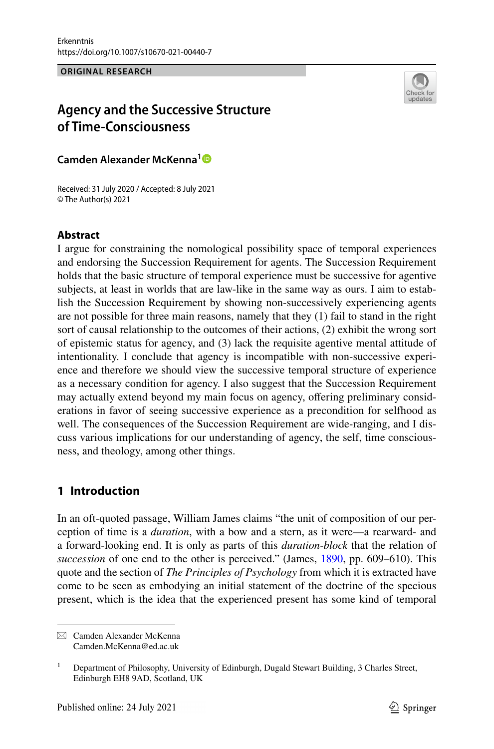Erkenntnis
https://doi.org/10.1007/s10670-021-00440-7

ORIGINAL RESEARCH

# Agency and the Successive Structure of Time-Consciousness

**Camden Alexander McKenna**[1]

Received: 31 July 2020 / Accepted: 8 July 2021
© The Author(s) 2021

## Abstract

I argue for constraining the nomological possibility space of temporal experiences and endorsing the Succession Requirement for agents. The Succession Requirement holds that the basic structure of temporal experience must be successive for agentive subjects, at least in worlds that are law-like in the same way as ours. I aim to establish the Succession Requirement by showing non-successively experiencing agents are not possible for three main reasons, namely that they (1) fail to stand in the right sort of causal relationship to the outcomes of their actions, (2) exhibit the wrong sort of epistemic status for agency, and (3) lack the requisite agentive mental attitude of intentionality. I conclude that agency is incompatible with non-successive experience and therefore we should view the successive temporal structure of experience as a necessary condition for agency. I also suggest that the Succession Requirement may actually extend beyond my main focus on agency, offering preliminary considerations in favor of seeing successive experience as a precondition for selfhood as well. The consequences of the Succession Requirement are wide-ranging, and I discuss various implications for our understanding of agency, the self, time consciousness, and theology, among other things.

## 1 Introduction

In an oft-quoted passage, William James claims "the unit of composition of our perception of time is a *duration*, with a bow and a stern, as it were—a rearward- and a forward-looking end. It is only as parts of this *duration-block* that the relation of *succession* of one end to the other is perceived." (James, 1890, pp. 609–610). This quote and the section of *The Principles of Psychology* from which it is extracted have come to be seen as embodying an initial statement of the doctrine of the specious present, which is the idea that the experienced present has some kind of temporal

---

✉ Camden Alexander McKenna
Camden.McKenna@ed.ac.uk

[1] Department of Philosophy, University of Edinburgh, Dugald Stewart Building, 3 Charles Street, Edinburgh EH8 9AD, Scotland, UK

Published online: 24 July 2021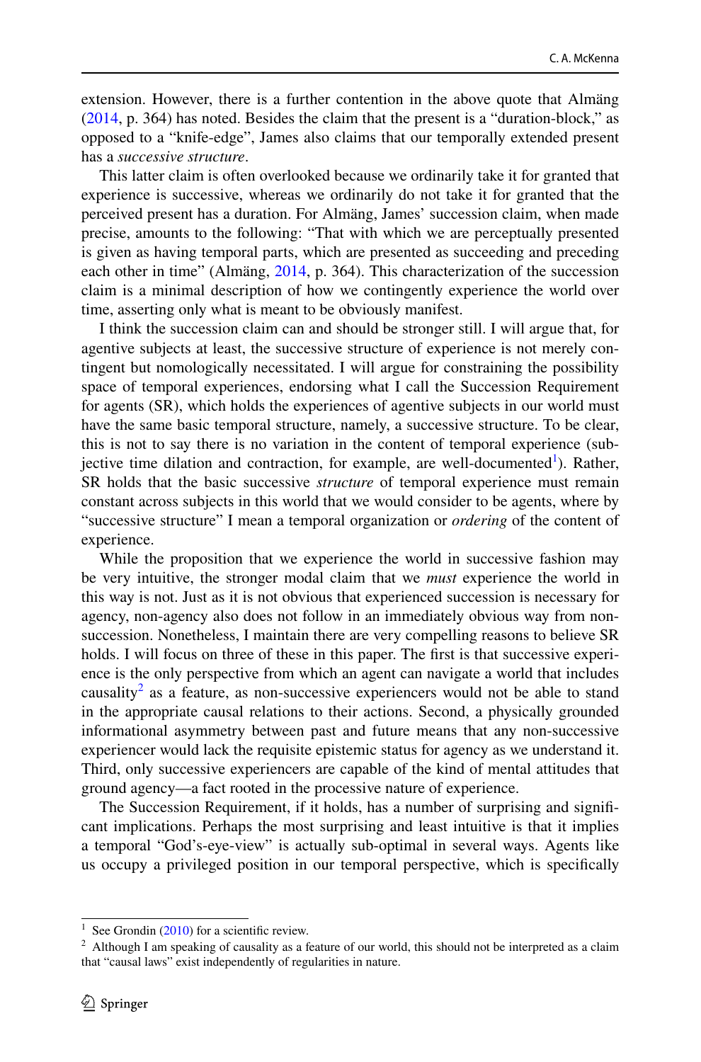extension. However, there is a further contention in the above quote that Almäng (2014, p. 364) has noted. Besides the claim that the present is a "duration-block," as opposed to a "knife-edge", James also claims that our temporally extended present has a *successive structure*.

This latter claim is often overlooked because we ordinarily take it for granted that experience is successive, whereas we ordinarily do not take it for granted that the perceived present has a duration. For Almäng, James' succession claim, when made precise, amounts to the following: "That with which we are perceptually presented is given as having temporal parts, which are presented as succeeding and preceding each other in time" (Almäng, 2014, p. 364). This characterization of the succession claim is a minimal description of how we contingently experience the world over time, asserting only what is meant to be obviously manifest.

I think the succession claim can and should be stronger still. I will argue that, for agentive subjects at least, the successive structure of experience is not merely contingent but nomologically necessitated. I will argue for constraining the possibility space of temporal experiences, endorsing what I call the Succession Requirement for agents (SR), which holds the experiences of agentive subjects in our world must have the same basic temporal structure, namely, a successive structure. To be clear, this is not to say there is no variation in the content of temporal experience (subjective time dilation and contraction, for example, are well-documented[1]). Rather, SR holds that the basic successive *structure* of temporal experience must remain constant across subjects in this world that we would consider to be agents, where by "successive structure" I mean a temporal organization or *ordering* of the content of experience.

While the proposition that we experience the world in successive fashion may be very intuitive, the stronger modal claim that we *must* experience the world in this way is not. Just as it is not obvious that experienced succession is necessary for agency, non-agency also does not follow in an immediately obvious way from non-succession. Nonetheless, I maintain there are very compelling reasons to believe SR holds. I will focus on three of these in this paper. The first is that successive experience is the only perspective from which an agent can navigate a world that includes causality[2] as a feature, as non-successive experiencers would not be able to stand in the appropriate causal relations to their actions. Second, a physically grounded informational asymmetry between past and future means that any non-successive experiencer would lack the requisite epistemic status for agency as we understand it. Third, only successive experiencers are capable of the kind of mental attitudes that ground agency—a fact rooted in the processive nature of experience.

The Succession Requirement, if it holds, has a number of surprising and significant implications. Perhaps the most surprising and least intuitive is that it implies a temporal "God's-eye-view" is actually sub-optimal in several ways. Agents like us occupy a privileged position in our temporal perspective, which is specifically

---

[1] See Grondin (2010) for a scientific review.

[2] Although I am speaking of causality as a feature of our world, this should not be interpreted as a claim that "causal laws" exist independently of regularities in nature.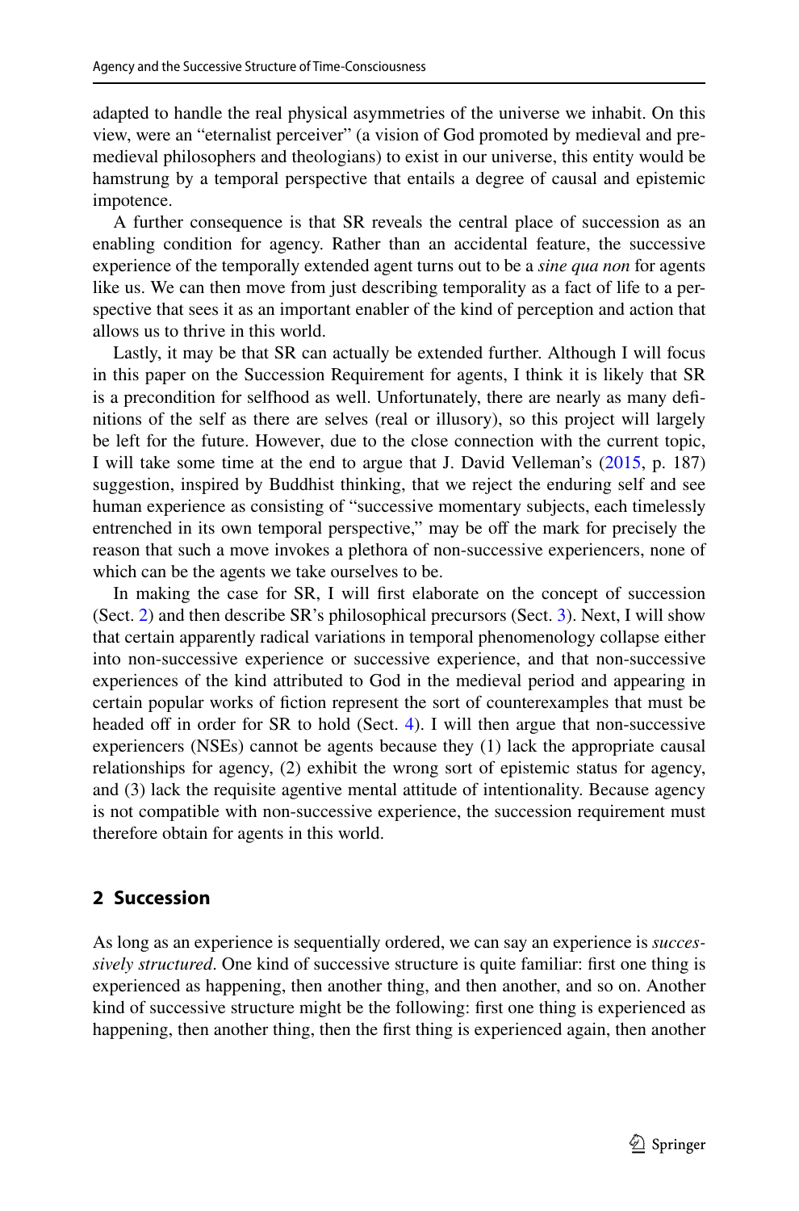adapted to handle the real physical asymmetries of the universe we inhabit. On this view, were an "eternalist perceiver" (a vision of God promoted by medieval and pre-medieval philosophers and theologians) to exist in our universe, this entity would be hamstrung by a temporal perspective that entails a degree of causal and epistemic impotence.

A further consequence is that SR reveals the central place of succession as an enabling condition for agency. Rather than an accidental feature, the successive experience of the temporally extended agent turns out to be a *sine qua non* for agents like us. We can then move from just describing temporality as a fact of life to a perspective that sees it as an important enabler of the kind of perception and action that allows us to thrive in this world.

Lastly, it may be that SR can actually be extended further. Although I will focus in this paper on the Succession Requirement for agents, I think it is likely that SR is a precondition for selfhood as well. Unfortunately, there are nearly as many definitions of the self as there are selves (real or illusory), so this project will largely be left for the future. However, due to the close connection with the current topic, I will take some time at the end to argue that J. David Velleman's (2015, p. 187) suggestion, inspired by Buddhist thinking, that we reject the enduring self and see human experience as consisting of "successive momentary subjects, each timelessly entrenched in its own temporal perspective," may be off the mark for precisely the reason that such a move invokes a plethora of non-successive experiencers, none of which can be the agents we take ourselves to be.

In making the case for SR, I will first elaborate on the concept of succession (Sect. 2) and then describe SR's philosophical precursors (Sect. 3). Next, I will show that certain apparently radical variations in temporal phenomenology collapse either into non-successive experience or successive experience, and that non-successive experiences of the kind attributed to God in the medieval period and appearing in certain popular works of fiction represent the sort of counterexamples that must be headed off in order for SR to hold (Sect. 4). I will then argue that non-successive experiencers (NSEs) cannot be agents because they (1) lack the appropriate causal relationships for agency, (2) exhibit the wrong sort of epistemic status for agency, and (3) lack the requisite agentive mental attitude of intentionality. Because agency is not compatible with non-successive experience, the succession requirement must therefore obtain for agents in this world.

## 2 Succession

As long as an experience is sequentially ordered, we can say an experience is *successively structured*. One kind of successive structure is quite familiar: first one thing is experienced as happening, then another thing, and then another, and so on. Another kind of successive structure might be the following: first one thing is experienced as happening, then another thing, then the first thing is experienced again, then another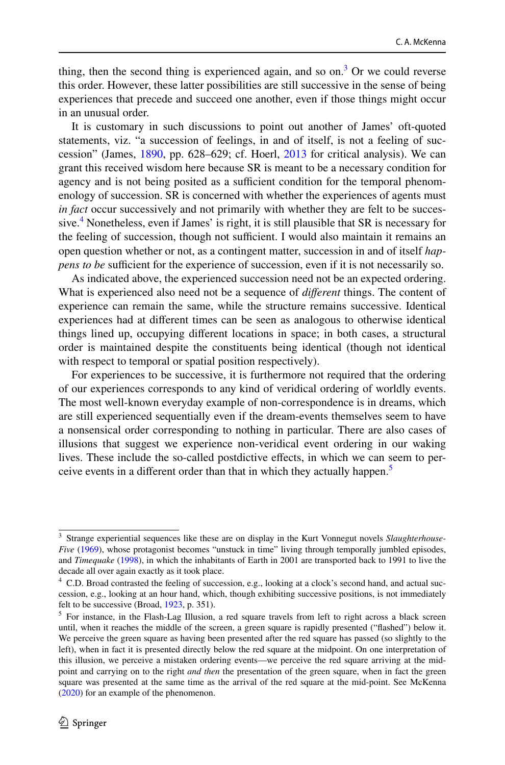thing, then the second thing is experienced again, and so on.[3] Or we could reverse this order. However, these latter possibilities are still successive in the sense of being experiences that precede and succeed one another, even if those things might occur in an unusual order.

It is customary in such discussions to point out another of James' oft-quoted statements, viz. "a succession of feelings, in and of itself, is not a feeling of succession" (James, 1890, pp. 628–629; cf. Hoerl, 2013 for critical analysis). We can grant this received wisdom here because SR is meant to be a necessary condition for agency and is not being posited as a sufficient condition for the temporal phenomenology of succession. SR is concerned with whether the experiences of agents must *in fact* occur successively and not primarily with whether they are felt to be successive.[4] Nonetheless, even if James' is right, it is still plausible that SR is necessary for the feeling of succession, though not sufficient. I would also maintain it remains an open question whether or not, as a contingent matter, succession in and of itself *happens to be* sufficient for the experience of succession, even if it is not necessarily so.

As indicated above, the experienced succession need not be an expected ordering. What is experienced also need not be a sequence of *different* things. The content of experience can remain the same, while the structure remains successive. Identical experiences had at different times can be seen as analogous to otherwise identical things lined up, occupying different locations in space; in both cases, a structural order is maintained despite the constituents being identical (though not identical with respect to temporal or spatial position respectively).

For experiences to be successive, it is furthermore not required that the ordering of our experiences corresponds to any kind of veridical ordering of worldly events. The most well-known everyday example of non-correspondence is in dreams, which are still experienced sequentially even if the dream-events themselves seem to have a nonsensical order corresponding to nothing in particular. There are also cases of illusions that suggest we experience non-veridical event ordering in our waking lives. These include the so-called postdictive effects, in which we can seem to perceive events in a different order than that in which they actually happen.[5]

---

[3] Strange experiential sequences like these are on display in the Kurt Vonnegut novels *Slaughterhouse-Five* (1969), whose protagonist becomes "unstuck in time" living through temporally jumbled episodes, and *Timequake* (1998), in which the inhabitants of Earth in 2001 are transported back to 1991 to live the decade all over again exactly as it took place.

[4] C.D. Broad contrasted the feeling of succession, e.g., looking at a clock's second hand, and actual succession, e.g., looking at an hour hand, which, though exhibiting successive positions, is not immediately felt to be successive (Broad, 1923, p. 351).

[5] For instance, in the Flash-Lag Illusion, a red square travels from left to right across a black screen until, when it reaches the middle of the screen, a green square is rapidly presented ("flashed") below it. We perceive the green square as having been presented after the red square has passed (so slightly to the left), when in fact it is presented directly below the red square at the midpoint. On one interpretation of this illusion, we perceive a mistaken ordering events—we perceive the red square arriving at the midpoint and carrying on to the right *and then* the presentation of the green square, when in fact the green square was presented at the same time as the arrival of the red square at the mid-point. See McKenna (2020) for an example of the phenomenon.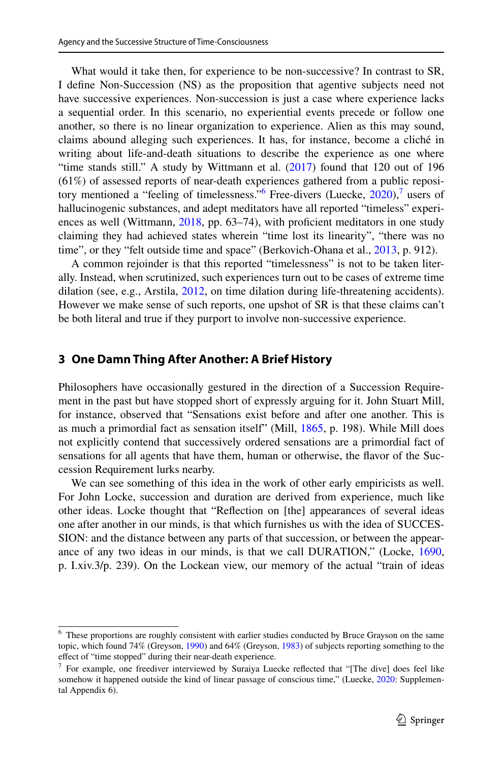What would it take then, for experience to be non-successive? In contrast to SR, I define Non-Succession (NS) as the proposition that agentive subjects need not have successive experiences. Non-succession is just a case where experience lacks a sequential order. In this scenario, no experiential events precede or follow one another, so there is no linear organization to experience. Alien as this may sound, claims abound alleging such experiences. It has, for instance, become a cliché in writing about life-and-death situations to describe the experience as one where "time stands still." A study by Wittmann et al. (2017) found that 120 out of 196 (61%) of assessed reports of near-death experiences gathered from a public repository mentioned a "feeling of timelessness."[6] Free-divers (Luecke, 2020),[7] users of hallucinogenic substances, and adept meditators have all reported "timeless" experiences as well (Wittmann, 2018, pp. 63–74), with proficient meditators in one study claiming they had achieved states wherein "time lost its linearity", "there was no time", or they "felt outside time and space" (Berkovich-Ohana et al., 2013, p. 912).

A common rejoinder is that this reported "timelessness" is not to be taken literally. Instead, when scrutinized, such experiences turn out to be cases of extreme time dilation (see, e.g., Arstila, 2012, on time dilation during life-threatening accidents). However we make sense of such reports, one upshot of SR is that these claims can't be both literal and true if they purport to involve non-successive experience.

## 3 One Damn Thing After Another: A Brief History

Philosophers have occasionally gestured in the direction of a Succession Requirement in the past but have stopped short of expressly arguing for it. John Stuart Mill, for instance, observed that "Sensations exist before and after one another. This is as much a primordial fact as sensation itself" (Mill, 1865, p. 198). While Mill does not explicitly contend that successively ordered sensations are a primordial fact of sensations for all agents that have them, human or otherwise, the flavor of the Succession Requirement lurks nearby.

We can see something of this idea in the work of other early empiricists as well. For John Locke, succession and duration are derived from experience, much like other ideas. Locke thought that "Reflection on [the] appearances of several ideas one after another in our minds, is that which furnishes us with the idea of SUCCESSION: and the distance between any parts of that succession, or between the appearance of any two ideas in our minds, is that we call DURATION," (Locke, 1690, p. I.xiv.3/p. 239). On the Lockean view, our memory of the actual "train of ideas

---

[6] These proportions are roughly consistent with earlier studies conducted by Bruce Grayson on the same topic, which found 74% (Greyson, 1990) and 64% (Greyson, 1983) of subjects reporting something to the effect of "time stopped" during their near-death experience.

[7] For example, one freediver interviewed by Suraiya Luecke reflected that "[The dive] does feel like somehow it happened outside the kind of linear passage of conscious time," (Luecke, 2020: Supplemental Appendix 6).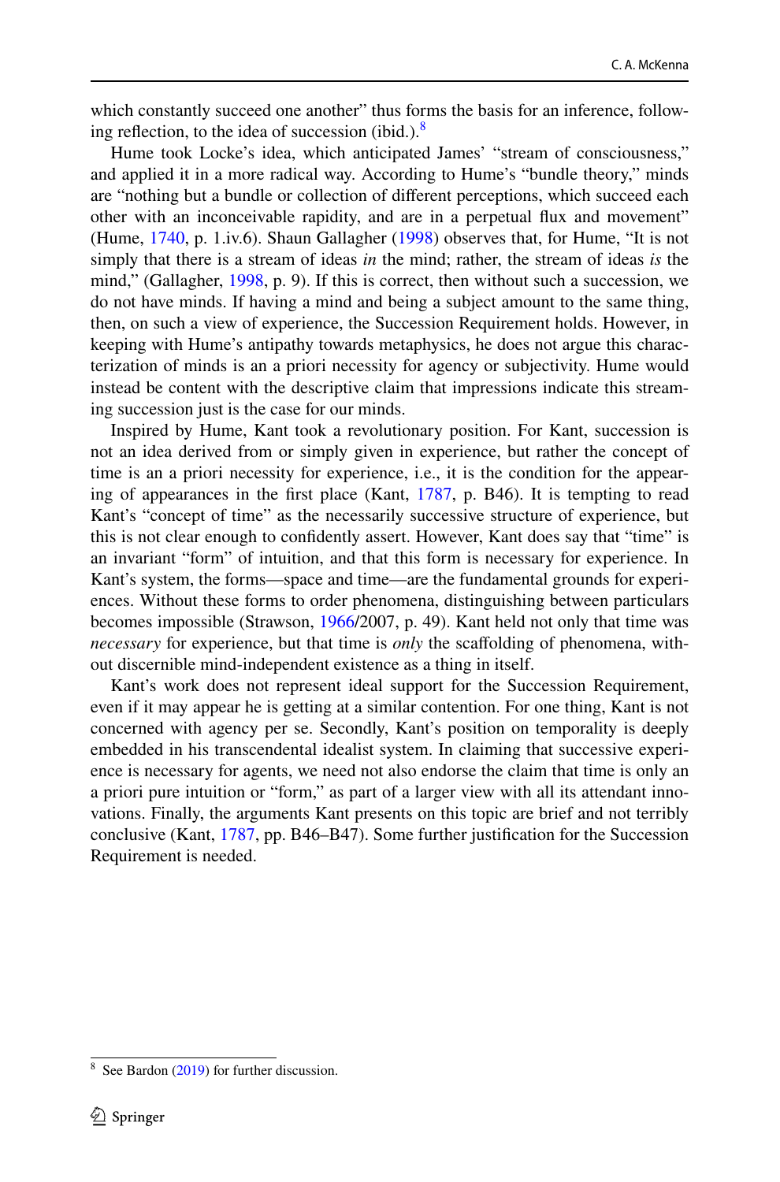which constantly succeed one another" thus forms the basis for an inference, following reflection, to the idea of succession (ibid.).[8]

Hume took Locke's idea, which anticipated James' "stream of consciousness," and applied it in a more radical way. According to Hume's "bundle theory," minds are "nothing but a bundle or collection of different perceptions, which succeed each other with an inconceivable rapidity, and are in a perpetual flux and movement" (Hume, 1740, p. 1.iv.6). Shaun Gallagher (1998) observes that, for Hume, "It is not simply that there is a stream of ideas *in* the mind; rather, the stream of ideas *is* the mind," (Gallagher, 1998, p. 9). If this is correct, then without such a succession, we do not have minds. If having a mind and being a subject amount to the same thing, then, on such a view of experience, the Succession Requirement holds. However, in keeping with Hume's antipathy towards metaphysics, he does not argue this characterization of minds is an a priori necessity for agency or subjectivity. Hume would instead be content with the descriptive claim that impressions indicate this streaming succession just is the case for our minds.

Inspired by Hume, Kant took a revolutionary position. For Kant, succession is not an idea derived from or simply given in experience, but rather the concept of time is an a priori necessity for experience, i.e., it is the condition for the appearing of appearances in the first place (Kant, 1787, p. B46). It is tempting to read Kant's "concept of time" as the necessarily successive structure of experience, but this is not clear enough to confidently assert. However, Kant does say that "time" is an invariant "form" of intuition, and that this form is necessary for experience. In Kant's system, the forms—space and time—are the fundamental grounds for experiences. Without these forms to order phenomena, distinguishing between particulars becomes impossible (Strawson, 1966/2007, p. 49). Kant held not only that time was *necessary* for experience, but that time is *only* the scaffolding of phenomena, without discernible mind-independent existence as a thing in itself.

Kant's work does not represent ideal support for the Succession Requirement, even if it may appear he is getting at a similar contention. For one thing, Kant is not concerned with agency per se. Secondly, Kant's position on temporality is deeply embedded in his transcendental idealist system. In claiming that successive experience is necessary for agents, we need not also endorse the claim that time is only an a priori pure intuition or "form," as part of a larger view with all its attendant innovations. Finally, the arguments Kant presents on this topic are brief and not terribly conclusive (Kant, 1787, pp. B46–B47). Some further justification for the Succession Requirement is needed.

[8] See Bardon (2019) for further discussion.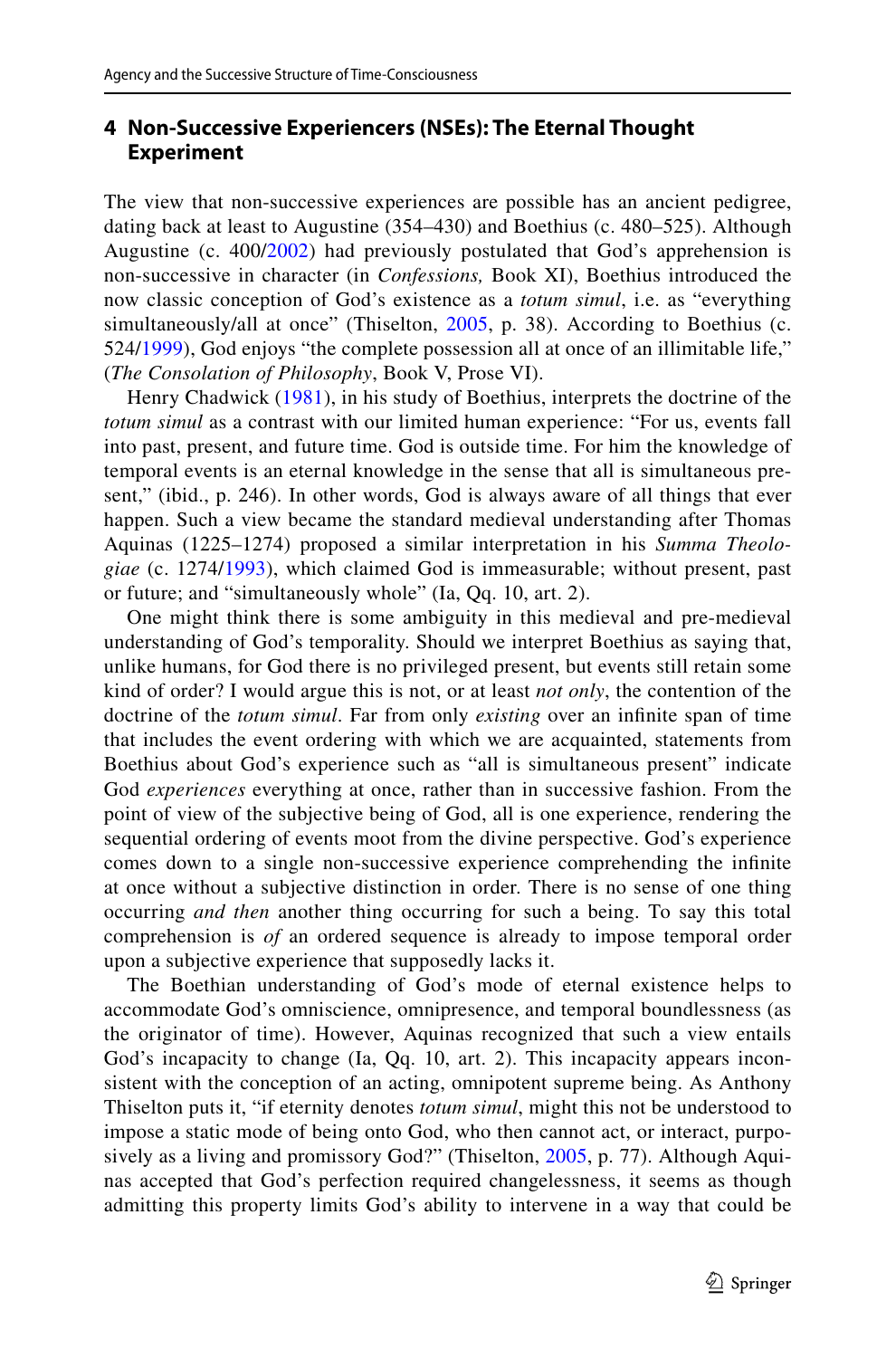## 4 Non-Successive Experiencers (NSEs): The Eternal Thought Experiment

The view that non-successive experiences are possible has an ancient pedigree, dating back at least to Augustine (354–430) and Boethius (c. 480–525). Although Augustine (c. 400/2002) had previously postulated that God's apprehension is non-successive in character (in *Confessions,* Book XI), Boethius introduced the now classic conception of God's existence as a *totum simul*, i.e. as "everything simultaneously/all at once" (Thiselton, 2005, p. 38). According to Boethius (c. 524/1999), God enjoys "the complete possession all at once of an illimitable life," (*The Consolation of Philosophy*, Book V, Prose VI).

Henry Chadwick (1981), in his study of Boethius, interprets the doctrine of the *totum simul* as a contrast with our limited human experience: "For us, events fall into past, present, and future time. God is outside time. For him the knowledge of temporal events is an eternal knowledge in the sense that all is simultaneous present," (ibid., p. 246). In other words, God is always aware of all things that ever happen. Such a view became the standard medieval understanding after Thomas Aquinas (1225–1274) proposed a similar interpretation in his *Summa Theologiae* (c. 1274/1993), which claimed God is immeasurable; without present, past or future; and "simultaneously whole" (Ia, Qq. 10, art. 2).

One might think there is some ambiguity in this medieval and pre-medieval understanding of God's temporality. Should we interpret Boethius as saying that, unlike humans, for God there is no privileged present, but events still retain some kind of order? I would argue this is not, or at least *not only*, the contention of the doctrine of the *totum simul*. Far from only *existing* over an infinite span of time that includes the event ordering with which we are acquainted, statements from Boethius about God's experience such as "all is simultaneous present" indicate God *experiences* everything at once, rather than in successive fashion. From the point of view of the subjective being of God, all is one experience, rendering the sequential ordering of events moot from the divine perspective. God's experience comes down to a single non-successive experience comprehending the infinite at once without a subjective distinction in order. There is no sense of one thing occurring *and then* another thing occurring for such a being. To say this total comprehension is *of* an ordered sequence is already to impose temporal order upon a subjective experience that supposedly lacks it.

The Boethian understanding of God's mode of eternal existence helps to accommodate God's omniscience, omnipresence, and temporal boundlessness (as the originator of time). However, Aquinas recognized that such a view entails God's incapacity to change (Ia, Qq. 10, art. 2). This incapacity appears inconsistent with the conception of an acting, omnipotent supreme being. As Anthony Thiselton puts it, "if eternity denotes *totum simul*, might this not be understood to impose a static mode of being onto God, who then cannot act, or interact, purposively as a living and promissory God?" (Thiselton, 2005, p. 77). Although Aquinas accepted that God's perfection required changelessness, it seems as though admitting this property limits God's ability to intervene in a way that could be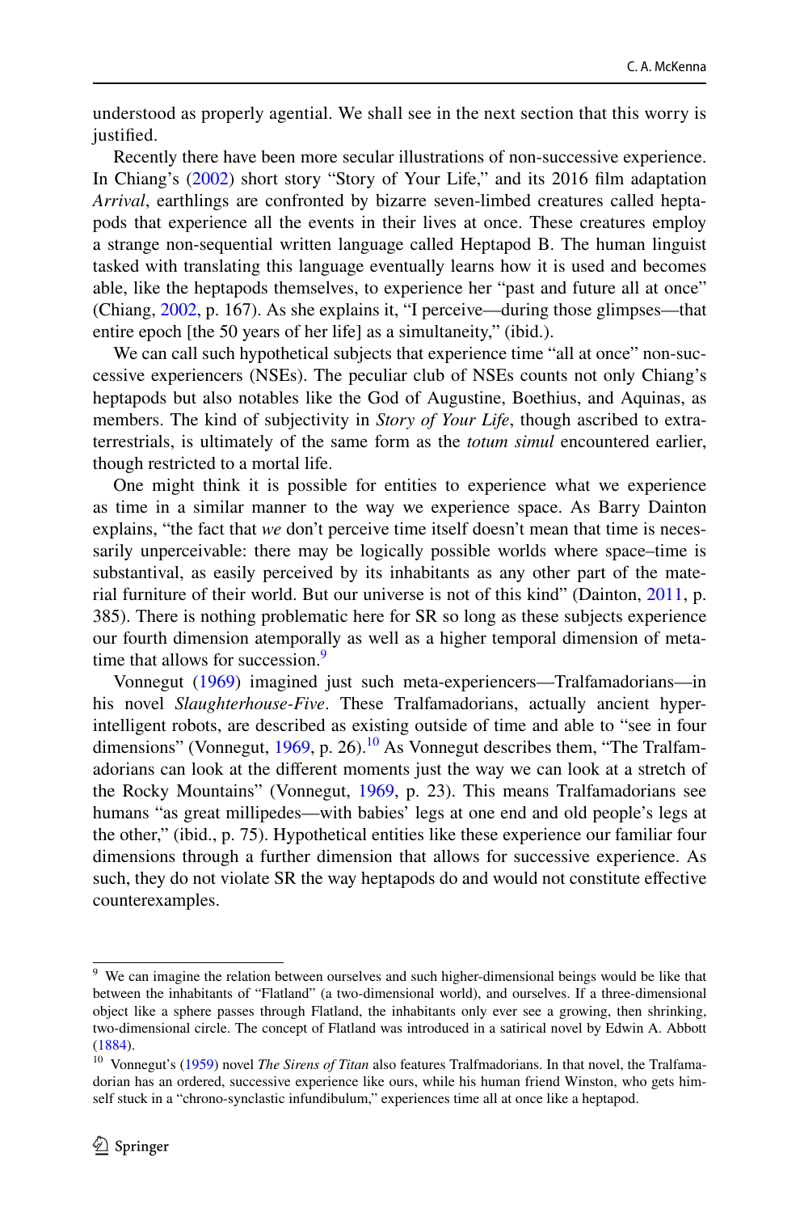understood as properly agential. We shall see in the next section that this worry is justified.

Recently there have been more secular illustrations of non-successive experience. In Chiang's (2002) short story "Story of Your Life," and its 2016 film adaptation *Arrival*, earthlings are confronted by bizarre seven-limbed creatures called heptapods that experience all the events in their lives at once. These creatures employ a strange non-sequential written language called Heptapod B. The human linguist tasked with translating this language eventually learns how it is used and becomes able, like the heptapods themselves, to experience her "past and future all at once" (Chiang, 2002, p. 167). As she explains it, "I perceive—during those glimpses—that entire epoch [the 50 years of her life] as a simultaneity," (ibid.).

We can call such hypothetical subjects that experience time "all at once" non-successive experiencers (NSEs). The peculiar club of NSEs counts not only Chiang's heptapods but also notables like the God of Augustine, Boethius, and Aquinas, as members. The kind of subjectivity in *Story of Your Life*, though ascribed to extraterrestrials, is ultimately of the same form as the *totum simul* encountered earlier, though restricted to a mortal life.

One might think it is possible for entities to experience what we experience as time in a similar manner to the way we experience space. As Barry Dainton explains, "the fact that *we* don't perceive time itself doesn't mean that time is necessarily unperceivable: there may be logically possible worlds where space–time is substantival, as easily perceived by its inhabitants as any other part of the material furniture of their world. But our universe is not of this kind" (Dainton, 2011, p. 385). There is nothing problematic here for SR so long as these subjects experience our fourth dimension atemporally as well as a higher temporal dimension of meta-time that allows for succession.[9]

Vonnegut (1969) imagined just such meta-experiencers—Tralfamadorians—in his novel *Slaughterhouse-Five*. These Tralfamadorians, actually ancient hyper-intelligent robots, are described as existing outside of time and able to "see in four dimensions" (Vonnegut, 1969, p. 26).[10] As Vonnegut describes them, "The Tralfamadorians can look at the different moments just the way we can look at a stretch of the Rocky Mountains" (Vonnegut, 1969, p. 23). This means Tralfamadorians see humans "as great millipedes—with babies' legs at one end and old people's legs at the other," (ibid., p. 75). Hypothetical entities like these experience our familiar four dimensions through a further dimension that allows for successive experience. As such, they do not violate SR the way heptapods do and would not constitute effective counterexamples.

---

[9] We can imagine the relation between ourselves and such higher-dimensional beings would be like that between the inhabitants of "Flatland" (a two-dimensional world), and ourselves. If a three-dimensional object like a sphere passes through Flatland, the inhabitants only ever see a growing, then shrinking, two-dimensional circle. The concept of Flatland was introduced in a satirical novel by Edwin A. Abbott (1884).

[10] Vonnegut's (1959) novel *The Sirens of Titan* also features Tralfmadorians. In that novel, the Tralfamadorian has an ordered, successive experience like ours, while his human friend Winston, who gets himself stuck in a "chrono-synclastic infundibulum," experiences time all at once like a heptapod.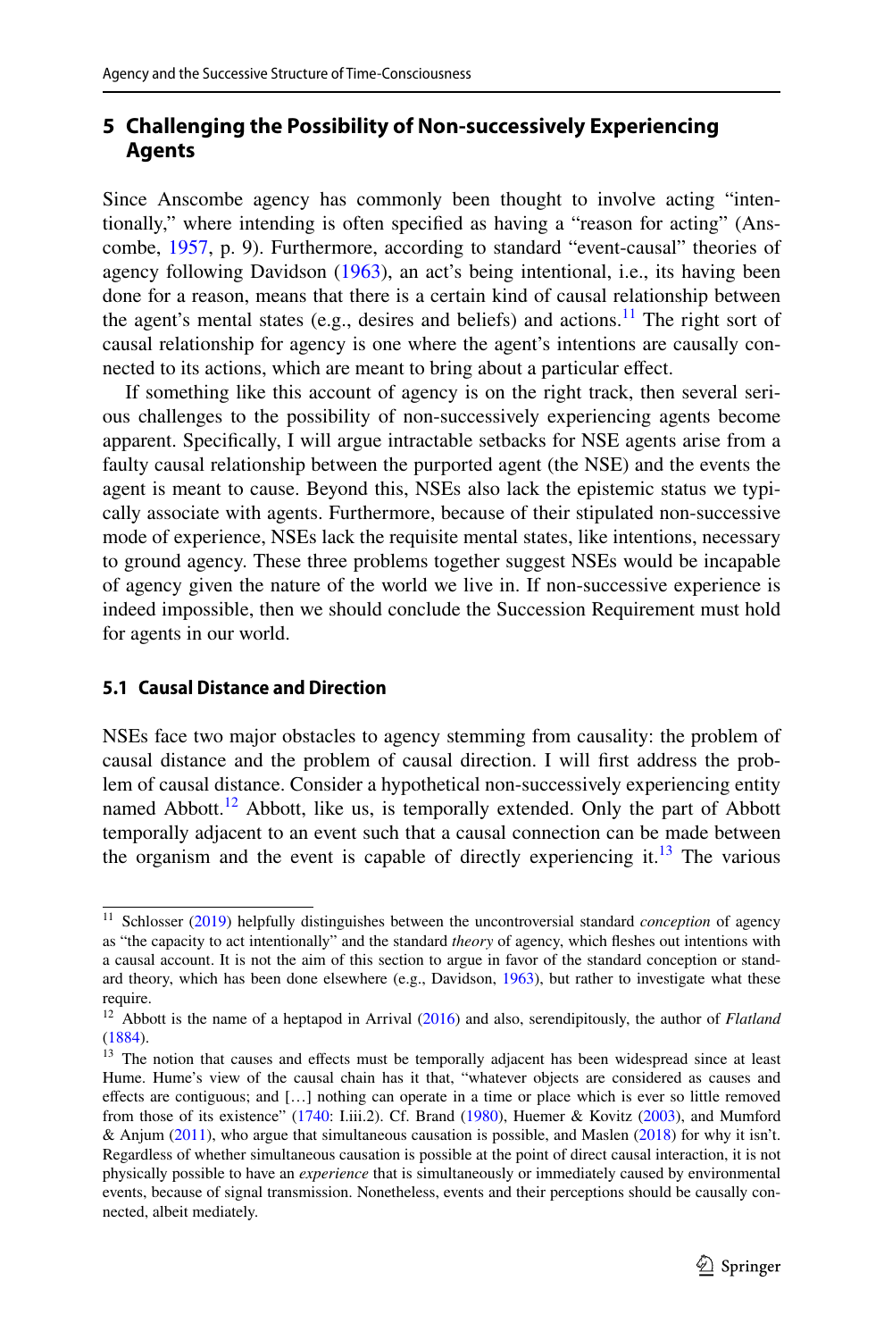## 5 Challenging the Possibility of Non-successively Experiencing Agents

Since Anscombe agency has commonly been thought to involve acting "intentionally," where intending is often specified as having a "reason for acting" (Anscombe, 1957, p. 9). Furthermore, according to standard "event-causal" theories of agency following Davidson (1963), an act's being intentional, i.e., its having been done for a reason, means that there is a certain kind of causal relationship between the agent's mental states (e.g., desires and beliefs) and actions.[11] The right sort of causal relationship for agency is one where the agent's intentions are causally connected to its actions, which are meant to bring about a particular effect.

If something like this account of agency is on the right track, then several serious challenges to the possibility of non-successively experiencing agents become apparent. Specifically, I will argue intractable setbacks for NSE agents arise from a faulty causal relationship between the purported agent (the NSE) and the events the agent is meant to cause. Beyond this, NSEs also lack the epistemic status we typically associate with agents. Furthermore, because of their stipulated non-successive mode of experience, NSEs lack the requisite mental states, like intentions, necessary to ground agency. These three problems together suggest NSEs would be incapable of agency given the nature of the world we live in. If non-successive experience is indeed impossible, then we should conclude the Succession Requirement must hold for agents in our world.

### 5.1 Causal Distance and Direction

NSEs face two major obstacles to agency stemming from causality: the problem of causal distance and the problem of causal direction. I will first address the problem of causal distance. Consider a hypothetical non-successively experiencing entity named Abbott.[12] Abbott, like us, is temporally extended. Only the part of Abbott temporally adjacent to an event such that a causal connection can be made between the organism and the event is capable of directly experiencing it.[13] The various

---

[11] Schlosser (2019) helpfully distinguishes between the uncontroversial standard *conception* of agency as "the capacity to act intentionally" and the standard *theory* of agency, which fleshes out intentions with a causal account. It is not the aim of this section to argue in favor of the standard conception or standard theory, which has been done elsewhere (e.g., Davidson, 1963), but rather to investigate what these require.

[12] Abbott is the name of a heptapod in Arrival (2016) and also, serendipitously, the author of *Flatland* (1884).

[13] The notion that causes and effects must be temporally adjacent has been widespread since at least Hume. Hume's view of the causal chain has it that, "whatever objects are considered as causes and effects are contiguous; and […] nothing can operate in a time or place which is ever so little removed from those of its existence" (1740: I.iii.2). Cf. Brand (1980), Huemer & Kovitz (2003), and Mumford & Anjum (2011), who argue that simultaneous causation is possible, and Maslen (2018) for why it isn't. Regardless of whether simultaneous causation is possible at the point of direct causal interaction, it is not physically possible to have an *experience* that is simultaneously or immediately caused by environmental events, because of signal transmission. Nonetheless, events and their perceptions should be causally connected, albeit mediately.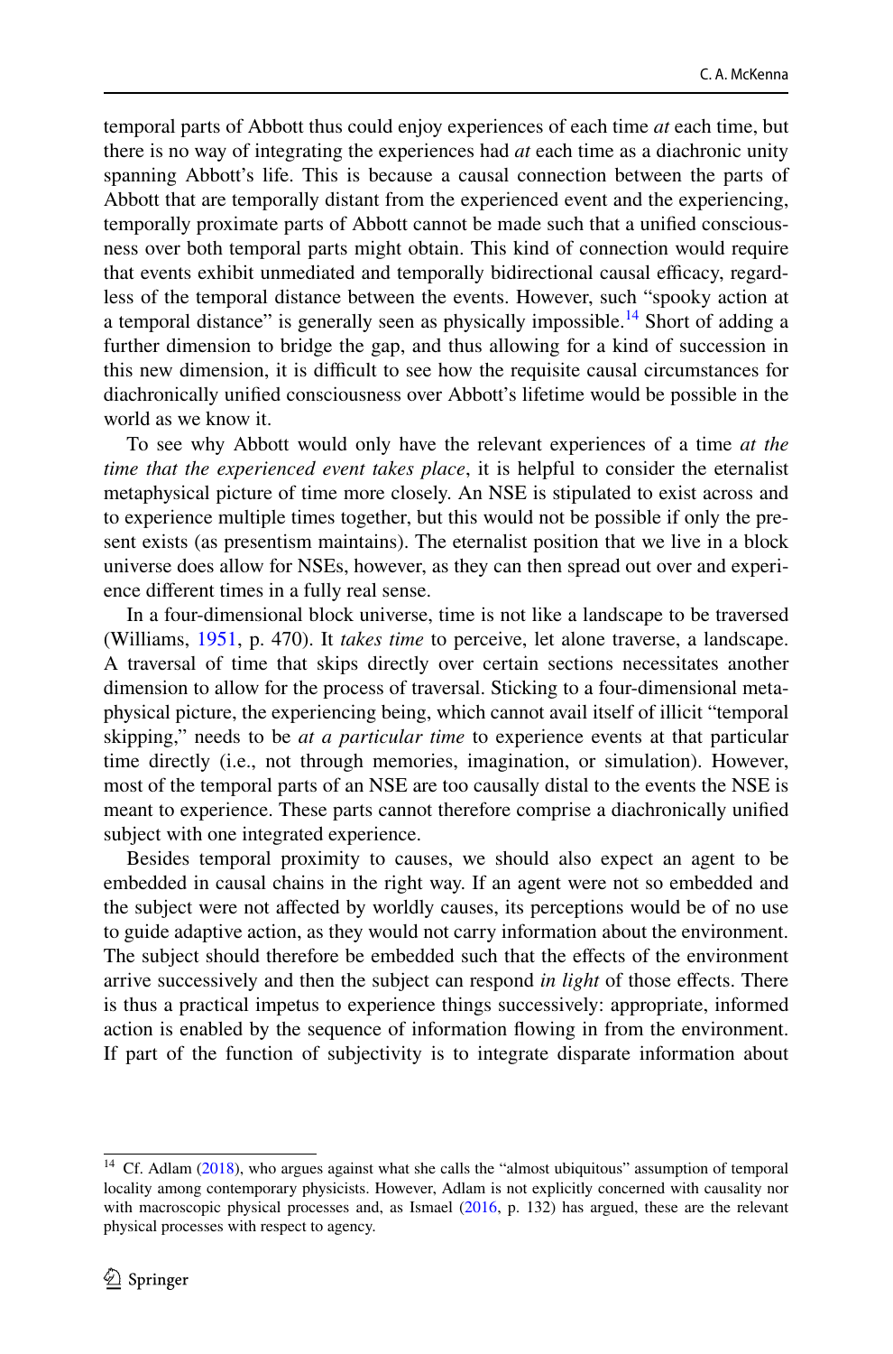temporal parts of Abbott thus could enjoy experiences of each time *at* each time, but there is no way of integrating the experiences had *at* each time as a diachronic unity spanning Abbott's life. This is because a causal connection between the parts of Abbott that are temporally distant from the experienced event and the experiencing, temporally proximate parts of Abbott cannot be made such that a unified consciousness over both temporal parts might obtain. This kind of connection would require that events exhibit unmediated and temporally bidirectional causal efficacy, regardless of the temporal distance between the events. However, such "spooky action at a temporal distance" is generally seen as physically impossible.[14] Short of adding a further dimension to bridge the gap, and thus allowing for a kind of succession in this new dimension, it is difficult to see how the requisite causal circumstances for diachronically unified consciousness over Abbott's lifetime would be possible in the world as we know it.

To see why Abbott would only have the relevant experiences of a time *at the time that the experienced event takes place*, it is helpful to consider the eternalist metaphysical picture of time more closely. An NSE is stipulated to exist across and to experience multiple times together, but this would not be possible if only the present exists (as presentism maintains). The eternalist position that we live in a block universe does allow for NSEs, however, as they can then spread out over and experience different times in a fully real sense.

In a four-dimensional block universe, time is not like a landscape to be traversed (Williams, 1951, p. 470). It *takes time* to perceive, let alone traverse, a landscape. A traversal of time that skips directly over certain sections necessitates another dimension to allow for the process of traversal. Sticking to a four-dimensional metaphysical picture, the experiencing being, which cannot avail itself of illicit "temporal skipping," needs to be *at a particular time* to experience events at that particular time directly (i.e., not through memories, imagination, or simulation). However, most of the temporal parts of an NSE are too causally distal to the events the NSE is meant to experience. These parts cannot therefore comprise a diachronically unified subject with one integrated experience.

Besides temporal proximity to causes, we should also expect an agent to be embedded in causal chains in the right way. If an agent were not so embedded and the subject were not affected by worldly causes, its perceptions would be of no use to guide adaptive action, as they would not carry information about the environment. The subject should therefore be embedded such that the effects of the environment arrive successively and then the subject can respond *in light* of those effects. There is thus a practical impetus to experience things successively: appropriate, informed action is enabled by the sequence of information flowing in from the environment. If part of the function of subjectivity is to integrate disparate information about

[14] Cf. Adlam (2018), who argues against what she calls the "almost ubiquitous" assumption of temporal locality among contemporary physicists. However, Adlam is not explicitly concerned with causality nor with macroscopic physical processes and, as Ismael (2016, p. 132) has argued, these are the relevant physical processes with respect to agency.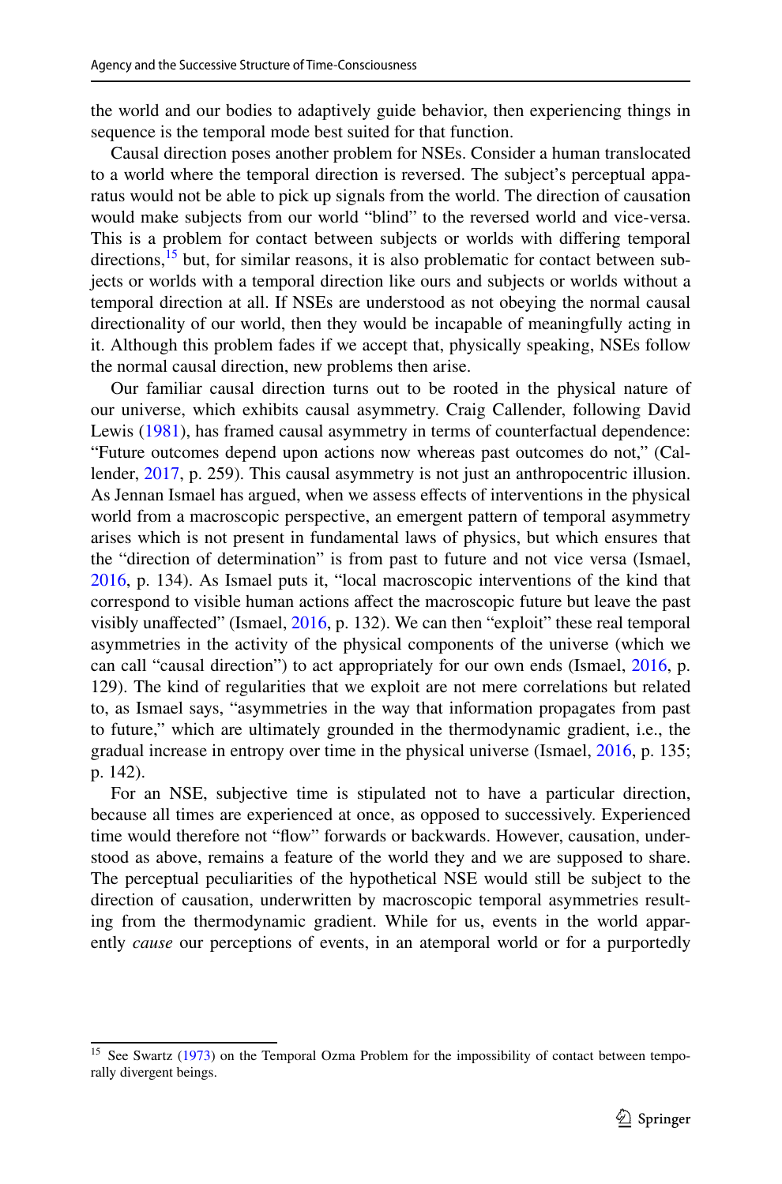the world and our bodies to adaptively guide behavior, then experiencing things in sequence is the temporal mode best suited for that function.

Causal direction poses another problem for NSEs. Consider a human translocated to a world where the temporal direction is reversed. The subject's perceptual apparatus would not be able to pick up signals from the world. The direction of causation would make subjects from our world "blind" to the reversed world and vice-versa. This is a problem for contact between subjects or worlds with differing temporal directions,[15] but, for similar reasons, it is also problematic for contact between subjects or worlds with a temporal direction like ours and subjects or worlds without a temporal direction at all. If NSEs are understood as not obeying the normal causal directionality of our world, then they would be incapable of meaningfully acting in it. Although this problem fades if we accept that, physically speaking, NSEs follow the normal causal direction, new problems then arise.

Our familiar causal direction turns out to be rooted in the physical nature of our universe, which exhibits causal asymmetry. Craig Callender, following David Lewis (1981), has framed causal asymmetry in terms of counterfactual dependence: "Future outcomes depend upon actions now whereas past outcomes do not," (Callender, 2017, p. 259). This causal asymmetry is not just an anthropocentric illusion. As Jennan Ismael has argued, when we assess effects of interventions in the physical world from a macroscopic perspective, an emergent pattern of temporal asymmetry arises which is not present in fundamental laws of physics, but which ensures that the "direction of determination" is from past to future and not vice versa (Ismael, 2016, p. 134). As Ismael puts it, "local macroscopic interventions of the kind that correspond to visible human actions affect the macroscopic future but leave the past visibly unaffected" (Ismael, 2016, p. 132). We can then "exploit" these real temporal asymmetries in the activity of the physical components of the universe (which we can call "causal direction") to act appropriately for our own ends (Ismael, 2016, p. 129). The kind of regularities that we exploit are not mere correlations but related to, as Ismael says, "asymmetries in the way that information propagates from past to future," which are ultimately grounded in the thermodynamic gradient, i.e., the gradual increase in entropy over time in the physical universe (Ismael, 2016, p. 135; p. 142).

For an NSE, subjective time is stipulated not to have a particular direction, because all times are experienced at once, as opposed to successively. Experienced time would therefore not "flow" forwards or backwards. However, causation, understood as above, remains a feature of the world they and we are supposed to share. The perceptual peculiarities of the hypothetical NSE would still be subject to the direction of causation, underwritten by macroscopic temporal asymmetries resulting from the thermodynamic gradient. While for us, events in the world apparently *cause* our perceptions of events, in an atemporal world or for a purportedly

[15] See Swartz (1973) on the Temporal Ozma Problem for the impossibility of contact between temporally divergent beings.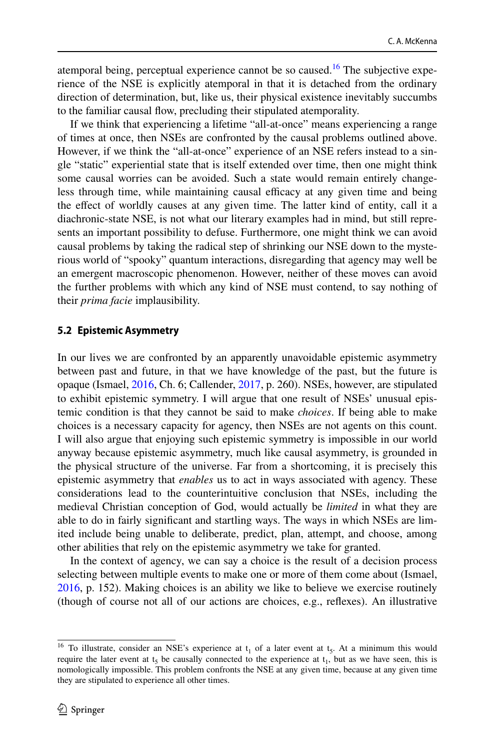atemporal being, perceptual experience cannot be so caused.[16] The subjective experience of the NSE is explicitly atemporal in that it is detached from the ordinary direction of determination, but, like us, their physical existence inevitably succumbs to the familiar causal flow, precluding their stipulated atemporality.

If we think that experiencing a lifetime "all-at-once" means experiencing a range of times at once, then NSEs are confronted by the causal problems outlined above. However, if we think the "all-at-once" experience of an NSE refers instead to a single "static" experiential state that is itself extended over time, then one might think some causal worries can be avoided. Such a state would remain entirely changeless through time, while maintaining causal efficacy at any given time and being the effect of worldly causes at any given time. The latter kind of entity, call it a diachronic-state NSE, is not what our literary examples had in mind, but still represents an important possibility to defuse. Furthermore, one might think we can avoid causal problems by taking the radical step of shrinking our NSE down to the mysterious world of "spooky" quantum interactions, disregarding that agency may well be an emergent macroscopic phenomenon. However, neither of these moves can avoid the further problems with which any kind of NSE must contend, to say nothing of their *prima facie* implausibility.

### 5.2 Epistemic Asymmetry

In our lives we are confronted by an apparently unavoidable epistemic asymmetry between past and future, in that we have knowledge of the past, but the future is opaque (Ismael, 2016, Ch. 6; Callender, 2017, p. 260). NSEs, however, are stipulated to exhibit epistemic symmetry. I will argue that one result of NSEs' unusual epistemic condition is that they cannot be said to make *choices*. If being able to make choices is a necessary capacity for agency, then NSEs are not agents on this count. I will also argue that enjoying such epistemic symmetry is impossible in our world anyway because epistemic asymmetry, much like causal asymmetry, is grounded in the physical structure of the universe. Far from a shortcoming, it is precisely this epistemic asymmetry that *enables* us to act in ways associated with agency. These considerations lead to the counterintuitive conclusion that NSEs, including the medieval Christian conception of God, would actually be *limited* in what they are able to do in fairly significant and startling ways. The ways in which NSEs are limited include being unable to deliberate, predict, plan, attempt, and choose, among other abilities that rely on the epistemic asymmetry we take for granted.

In the context of agency, we can say a choice is the result of a decision process selecting between multiple events to make one or more of them come about (Ismael, 2016, p. 152). Making choices is an ability we like to believe we exercise routinely (though of course not all of our actions are choices, e.g., reflexes). An illustrative

[16] To illustrate, consider an NSE's experience at $t_1$ of a later event at $t_5$. At a minimum this would require the later event at $t_5$ be causally connected to the experience at $t_1$, but as we have seen, this is nomologically impossible. This problem confronts the NSE at any given time, because at any given time they are stipulated to experience all other times.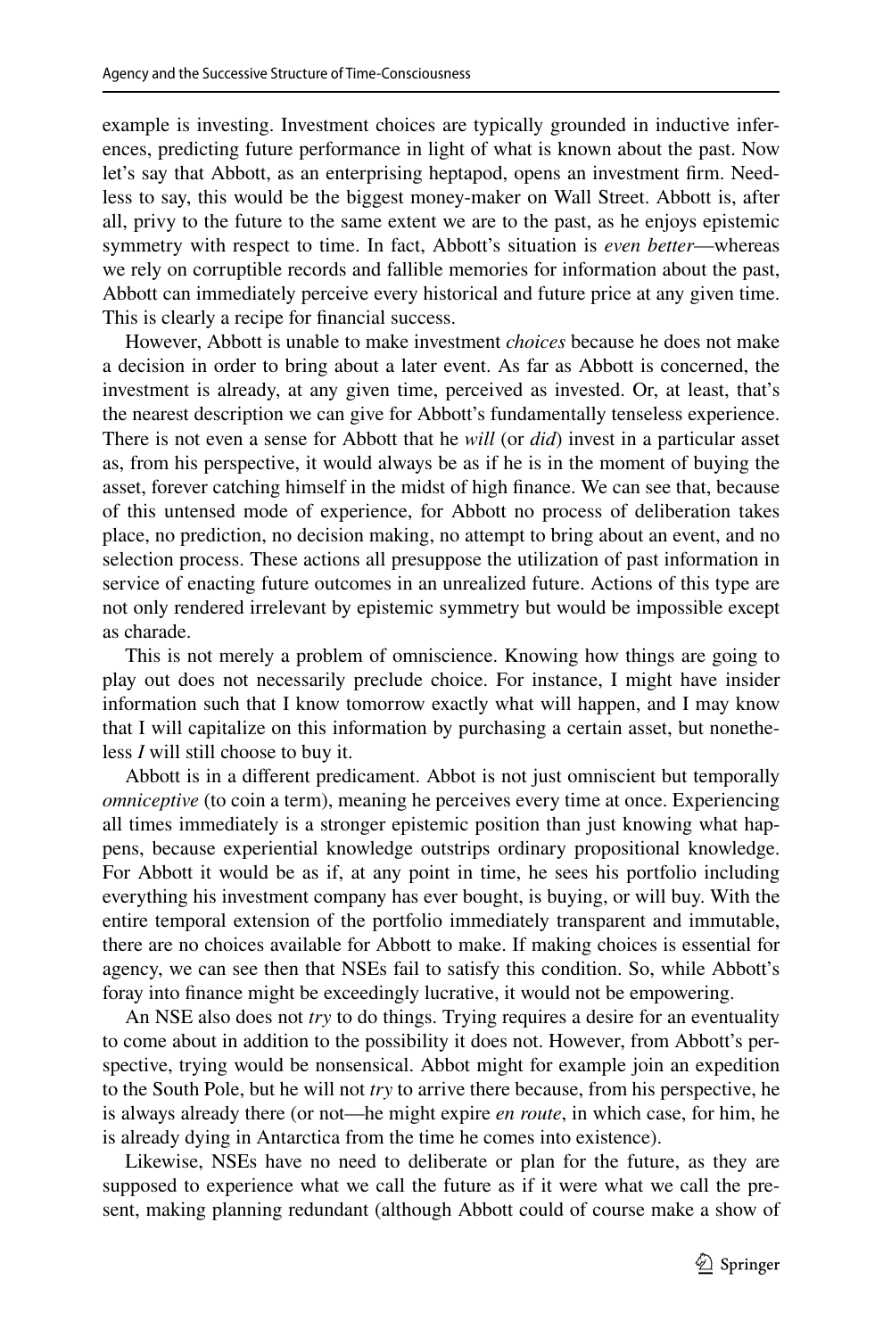example is investing. Investment choices are typically grounded in inductive inferences, predicting future performance in light of what is known about the past. Now let's say that Abbott, as an enterprising heptapod, opens an investment firm. Needless to say, this would be the biggest money-maker on Wall Street. Abbott is, after all, privy to the future to the same extent we are to the past, as he enjoys epistemic symmetry with respect to time. In fact, Abbott's situation is *even better*—whereas we rely on corruptible records and fallible memories for information about the past, Abbott can immediately perceive every historical and future price at any given time. This is clearly a recipe for financial success.

However, Abbott is unable to make investment *choices* because he does not make a decision in order to bring about a later event. As far as Abbott is concerned, the investment is already, at any given time, perceived as invested. Or, at least, that's the nearest description we can give for Abbott's fundamentally tenseless experience. There is not even a sense for Abbott that he *will* (or *did*) invest in a particular asset as, from his perspective, it would always be as if he is in the moment of buying the asset, forever catching himself in the midst of high finance. We can see that, because of this untensed mode of experience, for Abbott no process of deliberation takes place, no prediction, no decision making, no attempt to bring about an event, and no selection process. These actions all presuppose the utilization of past information in service of enacting future outcomes in an unrealized future. Actions of this type are not only rendered irrelevant by epistemic symmetry but would be impossible except as charade.

This is not merely a problem of omniscience. Knowing how things are going to play out does not necessarily preclude choice. For instance, I might have insider information such that I know tomorrow exactly what will happen, and I may know that I will capitalize on this information by purchasing a certain asset, but nonetheless *I* will still choose to buy it.

Abbott is in a different predicament. Abbot is not just omniscient but temporally *omniceptive* (to coin a term), meaning he perceives every time at once. Experiencing all times immediately is a stronger epistemic position than just knowing what happens, because experiential knowledge outstrips ordinary propositional knowledge. For Abbott it would be as if, at any point in time, he sees his portfolio including everything his investment company has ever bought, is buying, or will buy. With the entire temporal extension of the portfolio immediately transparent and immutable, there are no choices available for Abbott to make. If making choices is essential for agency, we can see then that NSEs fail to satisfy this condition. So, while Abbott's foray into finance might be exceedingly lucrative, it would not be empowering.

An NSE also does not *try* to do things. Trying requires a desire for an eventuality to come about in addition to the possibility it does not. However, from Abbott's perspective, trying would be nonsensical. Abbot might for example join an expedition to the South Pole, but he will not *try* to arrive there because, from his perspective, he is always already there (or not—he might expire *en route*, in which case, for him, he is already dying in Antarctica from the time he comes into existence).

Likewise, NSEs have no need to deliberate or plan for the future, as they are supposed to experience what we call the future as if it were what we call the present, making planning redundant (although Abbott could of course make a show of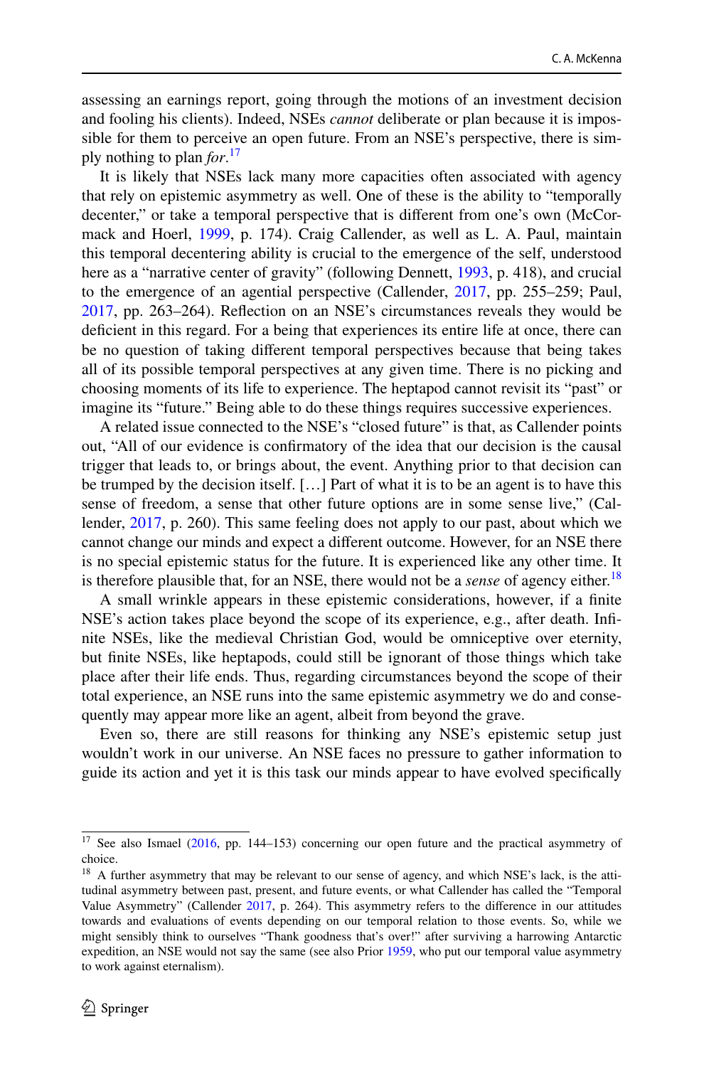assessing an earnings report, going through the motions of an investment decision and fooling his clients). Indeed, NSEs *cannot* deliberate or plan because it is impossible for them to perceive an open future. From an NSE's perspective, there is simply nothing to plan *for*.[17]

It is likely that NSEs lack many more capacities often associated with agency that rely on epistemic asymmetry as well. One of these is the ability to "temporally decenter," or take a temporal perspective that is different from one's own (McCormack and Hoerl, 1999, p. 174). Craig Callender, as well as L. A. Paul, maintain this temporal decentering ability is crucial to the emergence of the self, understood here as a "narrative center of gravity" (following Dennett, 1993, p. 418), and crucial to the emergence of an agential perspective (Callender, 2017, pp. 255–259; Paul, 2017, pp. 263–264). Reflection on an NSE's circumstances reveals they would be deficient in this regard. For a being that experiences its entire life at once, there can be no question of taking different temporal perspectives because that being takes all of its possible temporal perspectives at any given time. There is no picking and choosing moments of its life to experience. The heptapod cannot revisit its "past" or imagine its "future." Being able to do these things requires successive experiences.

A related issue connected to the NSE's "closed future" is that, as Callender points out, "All of our evidence is confirmatory of the idea that our decision is the causal trigger that leads to, or brings about, the event. Anything prior to that decision can be trumped by the decision itself. […] Part of what it is to be an agent is to have this sense of freedom, a sense that other future options are in some sense live," (Callender, 2017, p. 260). This same feeling does not apply to our past, about which we cannot change our minds and expect a different outcome. However, for an NSE there is no special epistemic status for the future. It is experienced like any other time. It is therefore plausible that, for an NSE, there would not be a *sense* of agency either.[18]

A small wrinkle appears in these epistemic considerations, however, if a finite NSE's action takes place beyond the scope of its experience, e.g., after death. Infinite NSEs, like the medieval Christian God, would be omniceptive over eternity, but finite NSEs, like heptapods, could still be ignorant of those things which take place after their life ends. Thus, regarding circumstances beyond the scope of their total experience, an NSE runs into the same epistemic asymmetry we do and consequently may appear more like an agent, albeit from beyond the grave.

Even so, there are still reasons for thinking any NSE's epistemic setup just wouldn't work in our universe. An NSE faces no pressure to gather information to guide its action and yet it is this task our minds appear to have evolved specifically

---

[17] See also Ismael (2016, pp. 144–153) concerning our open future and the practical asymmetry of choice.

[18] A further asymmetry that may be relevant to our sense of agency, and which NSE's lack, is the attitudinal asymmetry between past, present, and future events, or what Callender has called the "Temporal Value Asymmetry" (Callender 2017, p. 264). This asymmetry refers to the difference in our attitudes towards and evaluations of events depending on our temporal relation to those events. So, while we might sensibly think to ourselves "Thank goodness that's over!" after surviving a harrowing Antarctic expedition, an NSE would not say the same (see also Prior 1959, who put our temporal value asymmetry to work against eternalism).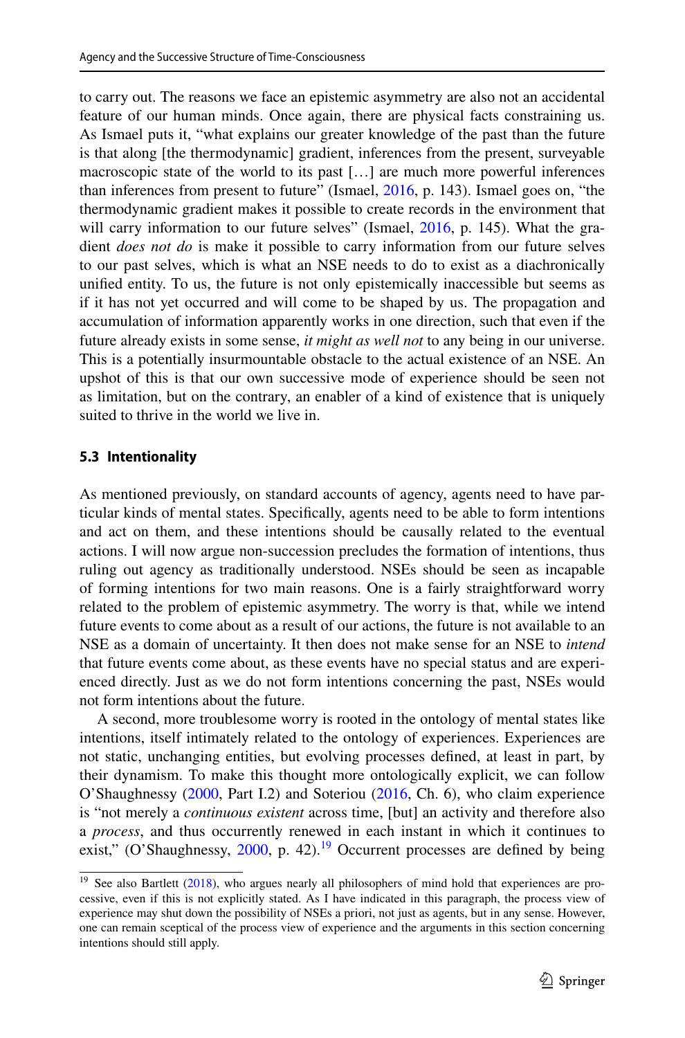to carry out. The reasons we face an epistemic asymmetry are also not an accidental feature of our human minds. Once again, there are physical facts constraining us. As Ismael puts it, "what explains our greater knowledge of the past than the future is that along [the thermodynamic] gradient, inferences from the present, surveyable macroscopic state of the world to its past […] are much more powerful inferences than inferences from present to future" (Ismael, 2016, p. 143). Ismael goes on, "the thermodynamic gradient makes it possible to create records in the environment that will carry information to our future selves" (Ismael, 2016, p. 145). What the gradient *does not do* is make it possible to carry information from our future selves to our past selves, which is what an NSE needs to do to exist as a diachronically unified entity. To us, the future is not only epistemically inaccessible but seems as if it has not yet occurred and will come to be shaped by us. The propagation and accumulation of information apparently works in one direction, such that even if the future already exists in some sense, *it might as well not* to any being in our universe. This is a potentially insurmountable obstacle to the actual existence of an NSE. An upshot of this is that our own successive mode of experience should be seen not as limitation, but on the contrary, an enabler of a kind of existence that is uniquely suited to thrive in the world we live in.

### 5.3 Intentionality

As mentioned previously, on standard accounts of agency, agents need to have particular kinds of mental states. Specifically, agents need to be able to form intentions and act on them, and these intentions should be causally related to the eventual actions. I will now argue non-succession precludes the formation of intentions, thus ruling out agency as traditionally understood. NSEs should be seen as incapable of forming intentions for two main reasons. One is a fairly straightforward worry related to the problem of epistemic asymmetry. The worry is that, while we intend future events to come about as a result of our actions, the future is not available to an NSE as a domain of uncertainty. It then does not make sense for an NSE to *intend* that future events come about, as these events have no special status and are experienced directly. Just as we do not form intentions concerning the past, NSEs would not form intentions about the future.

A second, more troublesome worry is rooted in the ontology of mental states like intentions, itself intimately related to the ontology of experiences. Experiences are not static, unchanging entities, but evolving processes defined, at least in part, by their dynamism. To make this thought more ontologically explicit, we can follow O'Shaughnessy (2000, Part I.2) and Soteriou (2016, Ch. 6), who claim experience is "not merely a *continuous existent* across time, [but] an activity and therefore also a *process*, and thus occurrently renewed in each instant in which it continues to exist," (O'Shaughnessy, 2000, p. 42).[19] Occurrent processes are defined by being

[19] See also Bartlett (2018), who argues nearly all philosophers of mind hold that experiences are processive, even if this is not explicitly stated. As I have indicated in this paragraph, the process view of experience may shut down the possibility of NSEs a priori, not just as agents, but in any sense. However, one can remain sceptical of the process view of experience and the arguments in this section concerning intentions should still apply.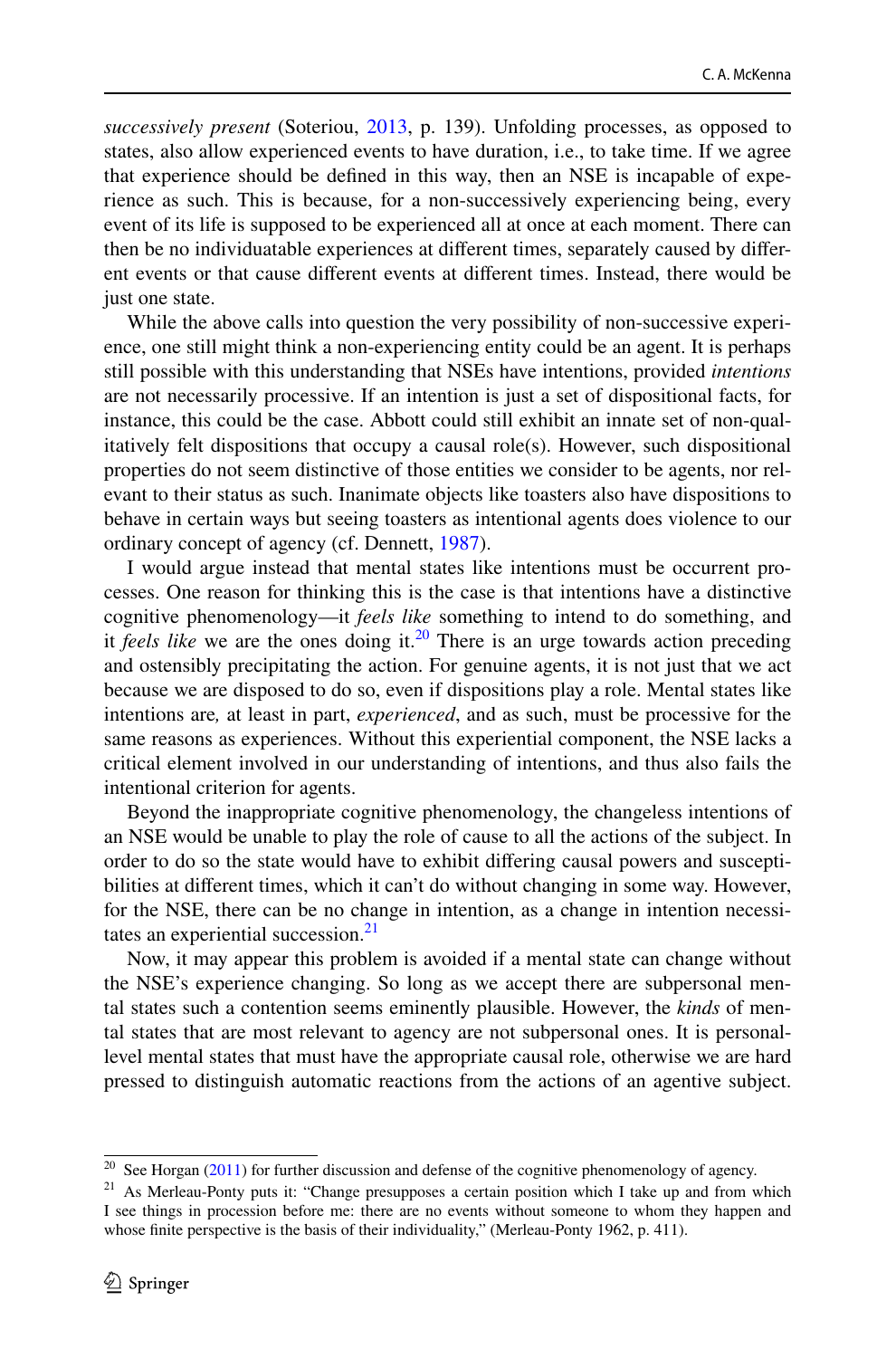*successively present* (Soteriou, 2013, p. 139). Unfolding processes, as opposed to states, also allow experienced events to have duration, i.e., to take time. If we agree that experience should be defined in this way, then an NSE is incapable of experience as such. This is because, for a non-successively experiencing being, every event of its life is supposed to be experienced all at once at each moment. There can then be no individuatable experiences at different times, separately caused by different events or that cause different events at different times. Instead, there would be just one state.

While the above calls into question the very possibility of non-successive experience, one still might think a non-experiencing entity could be an agent. It is perhaps still possible with this understanding that NSEs have intentions, provided *intentions* are not necessarily processive. If an intention is just a set of dispositional facts, for instance, this could be the case. Abbott could still exhibit an innate set of non-qualitatively felt dispositions that occupy a causal role(s). However, such dispositional properties do not seem distinctive of those entities we consider to be agents, nor relevant to their status as such. Inanimate objects like toasters also have dispositions to behave in certain ways but seeing toasters as intentional agents does violence to our ordinary concept of agency (cf. Dennett, 1987).

I would argue instead that mental states like intentions must be occurrent processes. One reason for thinking this is the case is that intentions have a distinctive cognitive phenomenology—it *feels like* something to intend to do something, and it *feels like* we are the ones doing it.[20] There is an urge towards action preceding and ostensibly precipitating the action. For genuine agents, it is not just that we act because we are disposed to do so, even if dispositions play a role. Mental states like intentions are, at least in part, *experienced*, and as such, must be processive for the same reasons as experiences. Without this experiential component, the NSE lacks a critical element involved in our understanding of intentions, and thus also fails the intentional criterion for agents.

Beyond the inappropriate cognitive phenomenology, the changeless intentions of an NSE would be unable to play the role of cause to all the actions of the subject. In order to do so the state would have to exhibit differing causal powers and susceptibilities at different times, which it can't do without changing in some way. However, for the NSE, there can be no change in intention, as a change in intention necessitates an experiential succession.[21]

Now, it may appear this problem is avoided if a mental state can change without the NSE's experience changing. So long as we accept there are subpersonal mental states such a contention seems eminently plausible. However, the *kinds* of mental states that are most relevant to agency are not subpersonal ones. It is personal-level mental states that must have the appropriate causal role, otherwise we are hard pressed to distinguish automatic reactions from the actions of an agentive subject.

---

[20] See Horgan (2011) for further discussion and defense of the cognitive phenomenology of agency.

[21] As Merleau-Ponty puts it: "Change presupposes a certain position which I take up and from which I see things in procession before me: there are no events without someone to whom they happen and whose finite perspective is the basis of their individuality," (Merleau-Ponty 1962, p. 411).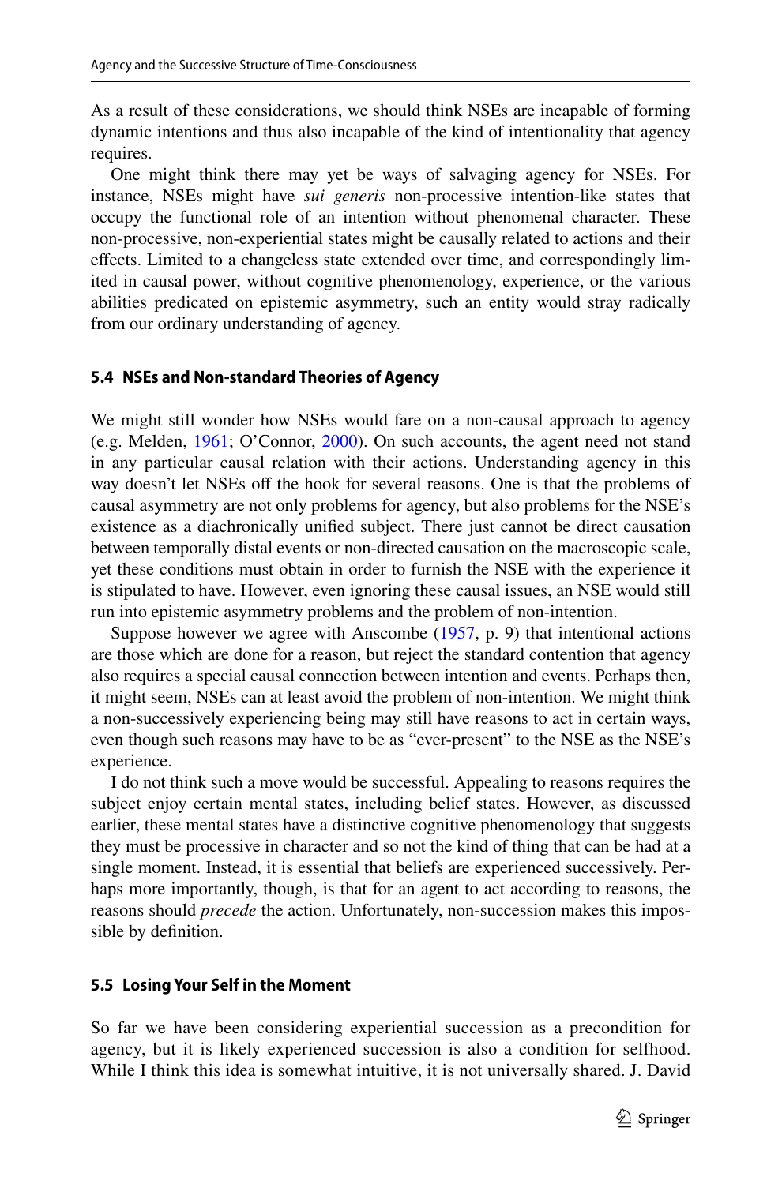As a result of these considerations, we should think NSEs are incapable of forming dynamic intentions and thus also incapable of the kind of intentionality that agency requires.

One might think there may yet be ways of salvaging agency for NSEs. For instance, NSEs might have *sui generis* non-processive intention-like states that occupy the functional role of an intention without phenomenal character. These non-processive, non-experiential states might be causally related to actions and their effects. Limited to a changeless state extended over time, and correspondingly limited in causal power, without cognitive phenomenology, experience, or the various abilities predicated on epistemic asymmetry, such an entity would stray radically from our ordinary understanding of agency.

### 5.4 NSEs and Non-standard Theories of Agency

We might still wonder how NSEs would fare on a non-causal approach to agency (e.g. Melden, 1961; O'Connor, 2000). On such accounts, the agent need not stand in any particular causal relation with their actions. Understanding agency in this way doesn't let NSEs off the hook for several reasons. One is that the problems of causal asymmetry are not only problems for agency, but also problems for the NSE's existence as a diachronically unified subject. There just cannot be direct causation between temporally distal events or non-directed causation on the macroscopic scale, yet these conditions must obtain in order to furnish the NSE with the experience it is stipulated to have. However, even ignoring these causal issues, an NSE would still run into epistemic asymmetry problems and the problem of non-intention.

Suppose however we agree with Anscombe (1957, p. 9) that intentional actions are those which are done for a reason, but reject the standard contention that agency also requires a special causal connection between intention and events. Perhaps then, it might seem, NSEs can at least avoid the problem of non-intention. We might think a non-successively experiencing being may still have reasons to act in certain ways, even though such reasons may have to be as "ever-present" to the NSE as the NSE's experience.

I do not think such a move would be successful. Appealing to reasons requires the subject enjoy certain mental states, including belief states. However, as discussed earlier, these mental states have a distinctive cognitive phenomenology that suggests they must be processive in character and so not the kind of thing that can be had at a single moment. Instead, it is essential that beliefs are experienced successively. Perhaps more importantly, though, is that for an agent to act according to reasons, the reasons should *precede* the action. Unfortunately, non-succession makes this impossible by definition.

### 5.5 Losing Your Self in the Moment

So far we have been considering experiential succession as a precondition for agency, but it is likely experienced succession is also a condition for selfhood. While I think this idea is somewhat intuitive, it is not universally shared. J. David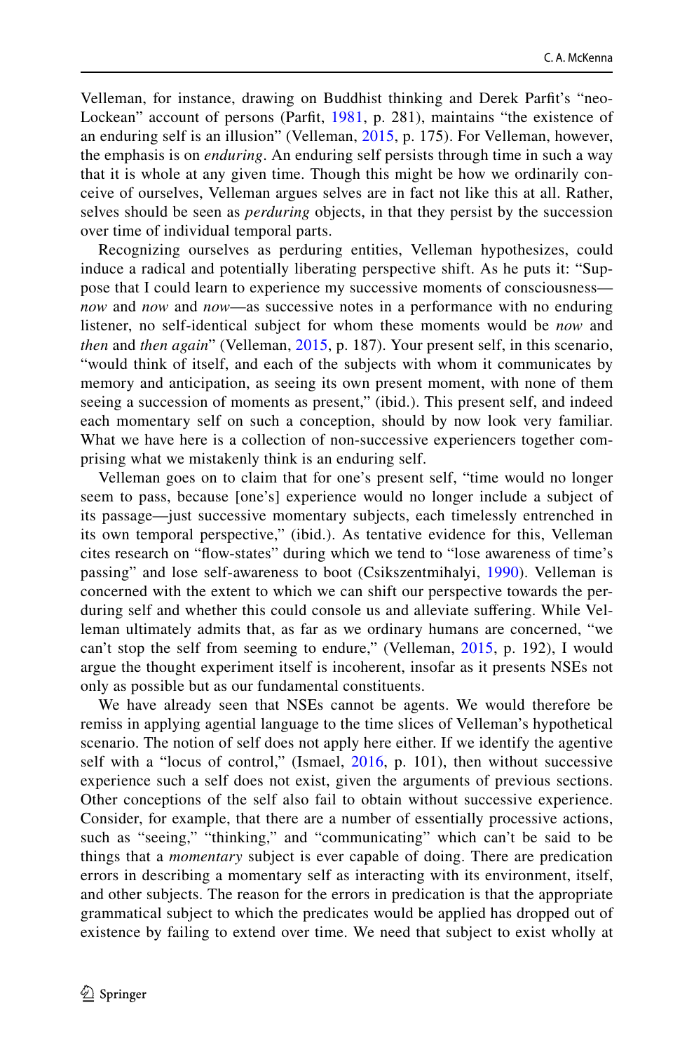Velleman, for instance, drawing on Buddhist thinking and Derek Parfit's "neo-Lockean" account of persons (Parfit, 1981, p. 281), maintains "the existence of an enduring self is an illusion" (Velleman, 2015, p. 175). For Velleman, however, the emphasis is on *enduring*. An enduring self persists through time in such a way that it is whole at any given time. Though this might be how we ordinarily conceive of ourselves, Velleman argues selves are in fact not like this at all. Rather, selves should be seen as *perduring* objects, in that they persist by the succession over time of individual temporal parts.

Recognizing ourselves as perduring entities, Velleman hypothesizes, could induce a radical and potentially liberating perspective shift. As he puts it: "Suppose that I could learn to experience my successive moments of consciousness—*now* and *now* and *now*—as successive notes in a performance with no enduring listener, no self-identical subject for whom these moments would be *now* and *then* and *then again*" (Velleman, 2015, p. 187). Your present self, in this scenario, "would think of itself, and each of the subjects with whom it communicates by memory and anticipation, as seeing its own present moment, with none of them seeing a succession of moments as present," (ibid.). This present self, and indeed each momentary self on such a conception, should by now look very familiar. What we have here is a collection of non-successive experiencers together comprising what we mistakenly think is an enduring self.

Velleman goes on to claim that for one's present self, "time would no longer seem to pass, because [one's] experience would no longer include a subject of its passage—just successive momentary subjects, each timelessly entrenched in its own temporal perspective," (ibid.). As tentative evidence for this, Velleman cites research on "flow-states" during which we tend to "lose awareness of time's passing" and lose self-awareness to boot (Csikszentmihalyi, 1990). Velleman is concerned with the extent to which we can shift our perspective towards the perduring self and whether this could console us and alleviate suffering. While Velleman ultimately admits that, as far as we ordinary humans are concerned, "we can't stop the self from seeming to endure," (Velleman, 2015, p. 192), I would argue the thought experiment itself is incoherent, insofar as it presents NSEs not only as possible but as our fundamental constituents.

We have already seen that NSEs cannot be agents. We would therefore be remiss in applying agential language to the time slices of Velleman's hypothetical scenario. The notion of self does not apply here either. If we identify the agentive self with a "locus of control," (Ismael, 2016, p. 101), then without successive experience such a self does not exist, given the arguments of previous sections. Other conceptions of the self also fail to obtain without successive experience. Consider, for example, that there are a number of essentially processive actions, such as "seeing," "thinking," and "communicating" which can't be said to be things that a *momentary* subject is ever capable of doing. There are predication errors in describing a momentary self as interacting with its environment, itself, and other subjects. The reason for the errors in predication is that the appropriate grammatical subject to which the predicates would be applied has dropped out of existence by failing to extend over time. We need that subject to exist wholly at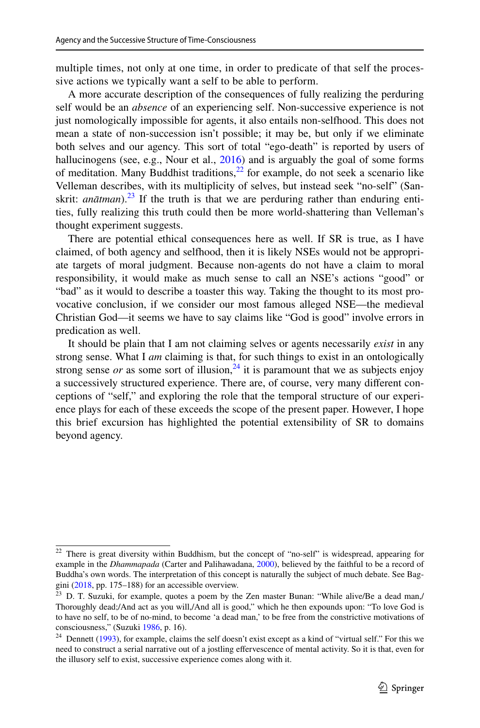multiple times, not only at one time, in order to predicate of that self the processive actions we typically want a self to be able to perform.

A more accurate description of the consequences of fully realizing the perduring self would be an *absence* of an experiencing self. Non-successive experience is not just nomologically impossible for agents, it also entails non-selfhood. This does not mean a state of non-succession isn't possible; it may be, but only if we eliminate both selves and our agency. This sort of total "ego-death" is reported by users of hallucinogens (see, e.g., Nour et al., 2016) and is arguably the goal of some forms of meditation. Many Buddhist traditions,[22] for example, do not seek a scenario like Velleman describes, with its multiplicity of selves, but instead seek "no-self" (Sanskrit: *anātman*).[23] If the truth is that we are perduring rather than enduring entities, fully realizing this truth could then be more world-shattering than Velleman's thought experiment suggests.

There are potential ethical consequences here as well. If SR is true, as I have claimed, of both agency and selfhood, then it is likely NSEs would not be appropriate targets of moral judgment. Because non-agents do not have a claim to moral responsibility, it would make as much sense to call an NSE's actions "good" or "bad" as it would to describe a toaster this way. Taking the thought to its most provocative conclusion, if we consider our most famous alleged NSE—the medieval Christian God—it seems we have to say claims like "God is good" involve errors in predication as well.

It should be plain that I am not claiming selves or agents necessarily *exist* in any strong sense. What I *am* claiming is that, for such things to exist in an ontologically strong sense *or* as some sort of illusion,[24] it is paramount that we as subjects enjoy a successively structured experience. There are, of course, very many different conceptions of "self," and exploring the role that the temporal structure of our experience plays for each of these exceeds the scope of the present paper. However, I hope this brief excursion has highlighted the potential extensibility of SR to domains beyond agency.

---

[22] There is great diversity within Buddhism, but the concept of "no-self" is widespread, appearing for example in the *Dhammapada* (Carter and Palihawadana, 2000), believed by the faithful to be a record of Buddha's own words. The interpretation of this concept is naturally the subject of much debate. See Baggini (2018, pp. 175–188) for an accessible overview.

[23] D. T. Suzuki, for example, quotes a poem by the Zen master Bunan: "While alive/Be a dead man,/Thoroughly dead;/And act as you will,/And all is good," which he then expounds upon: "To love God is to have no self, to be of no-mind, to become 'a dead man,' to be free from the constrictive motivations of consciousness," (Suzuki 1986, p. 16).

[24] Dennett (1993), for example, claims the self doesn't exist except as a kind of "virtual self." For this we need to construct a serial narrative out of a jostling effervescence of mental activity. So it is that, even for the illusory self to exist, successive experience comes along with it.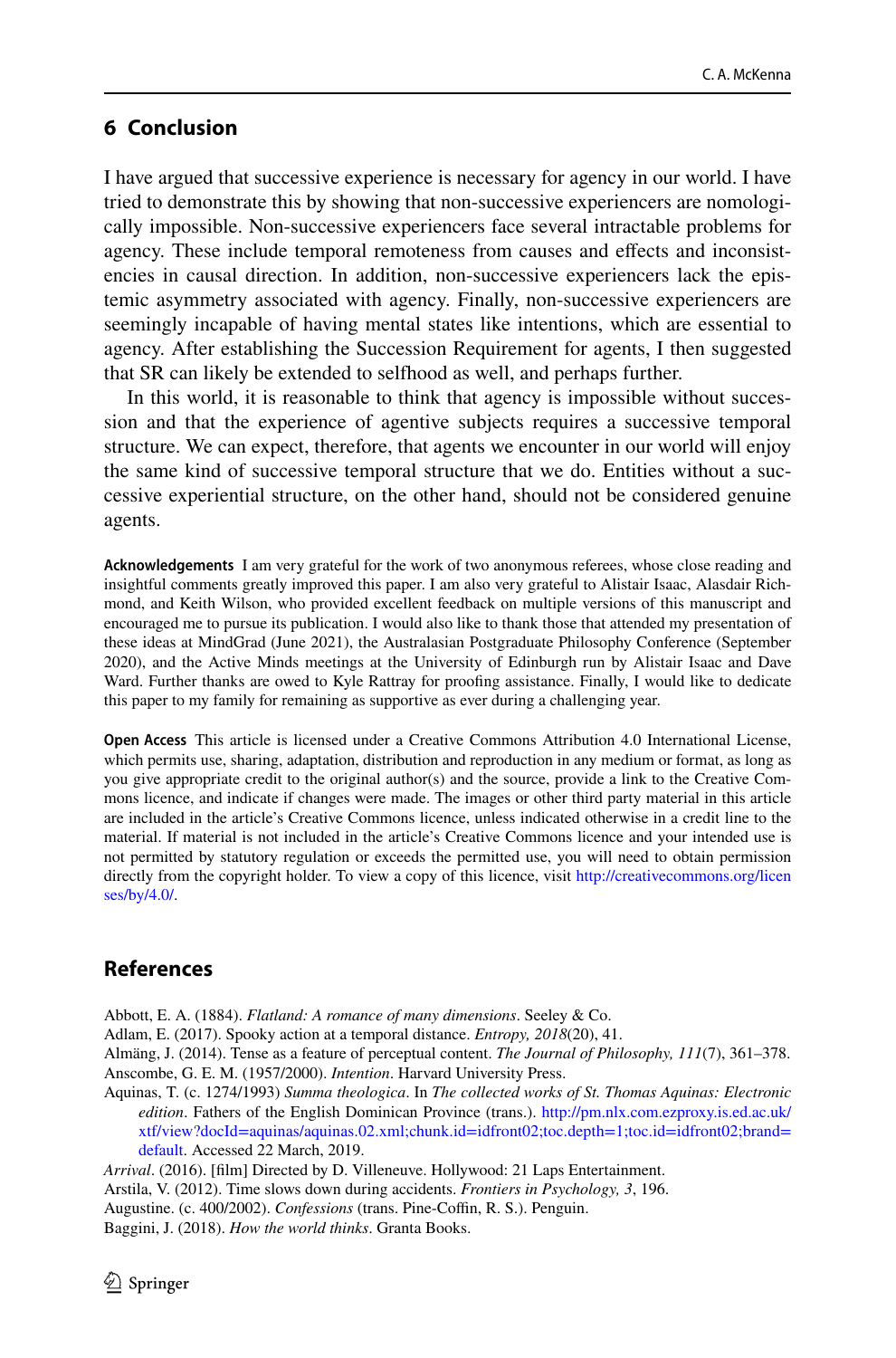## 6 Conclusion

I have argued that successive experience is necessary for agency in our world. I have tried to demonstrate this by showing that non-successive experiencers are nomologically impossible. Non-successive experiencers face several intractable problems for agency. These include temporal remoteness from causes and effects and inconsistencies in causal direction. In addition, non-successive experiencers lack the epistemic asymmetry associated with agency. Finally, non-successive experiencers are seemingly incapable of having mental states like intentions, which are essential to agency. After establishing the Succession Requirement for agents, I then suggested that SR can likely be extended to selfhood as well, and perhaps further.

In this world, it is reasonable to think that agency is impossible without succession and that the experience of agentive subjects requires a successive temporal structure. We can expect, therefore, that agents we encounter in our world will enjoy the same kind of successive temporal structure that we do. Entities without a successive experiential structure, on the other hand, should not be considered genuine agents.

**Acknowledgements** I am very grateful for the work of two anonymous referees, whose close reading and insightful comments greatly improved this paper. I am also very grateful to Alistair Isaac, Alasdair Richmond, and Keith Wilson, who provided excellent feedback on multiple versions of this manuscript and encouraged me to pursue its publication. I would also like to thank those that attended my presentation of these ideas at MindGrad (June 2021), the Australasian Postgraduate Philosophy Conference (September 2020), and the Active Minds meetings at the University of Edinburgh run by Alistair Isaac and Dave Ward. Further thanks are owed to Kyle Rattray for proofing assistance. Finally, I would like to dedicate this paper to my family for remaining as supportive as ever during a challenging year.

**Open Access** This article is licensed under a Creative Commons Attribution 4.0 International License, which permits use, sharing, adaptation, distribution and reproduction in any medium or format, as long as you give appropriate credit to the original author(s) and the source, provide a link to the Creative Commons licence, and indicate if changes were made. The images or other third party material in this article are included in the article's Creative Commons licence, unless indicated otherwise in a credit line to the material. If material is not included in the article's Creative Commons licence and your intended use is not permitted by statutory regulation or exceeds the permitted use, you will need to obtain permission directly from the copyright holder. To view a copy of this licence, visit http://creativecommons.org/licenses/by/4.0/.

## References

Abbott, E. A. (1884). *Flatland: A romance of many dimensions*. Seeley & Co.

Adlam, E. (2017). Spooky action at a temporal distance. *Entropy, 2018*(20), 41.

Almäng, J. (2014). Tense as a feature of perceptual content. *The Journal of Philosophy, 111*(7), 361–378.

Anscombe, G. E. M. (1957/2000). *Intention*. Harvard University Press.

Aquinas, T. (c. 1274/1993) *Summa theologica*. In *The collected works of St. Thomas Aquinas: Electronic edition*. Fathers of the English Dominican Province (trans.). http://pm.nlx.com.ezproxy.is.ed.ac.uk/xtf/view?docId=aquinas/aquinas.02.xml;chunk.id=idfront02;toc.depth=1;toc.id=idfront02;brand=default. Accessed 22 March, 2019.

*Arrival*. (2016). [film] Directed by D. Villeneuve. Hollywood: 21 Laps Entertainment.

Arstila, V. (2012). Time slows down during accidents. *Frontiers in Psychology, 3*, 196.

Augustine. (c. 400/2002). *Confessions* (trans. Pine-Coffin, R. S.). Penguin.

Baggini, J. (2018). *How the world thinks*. Granta Books.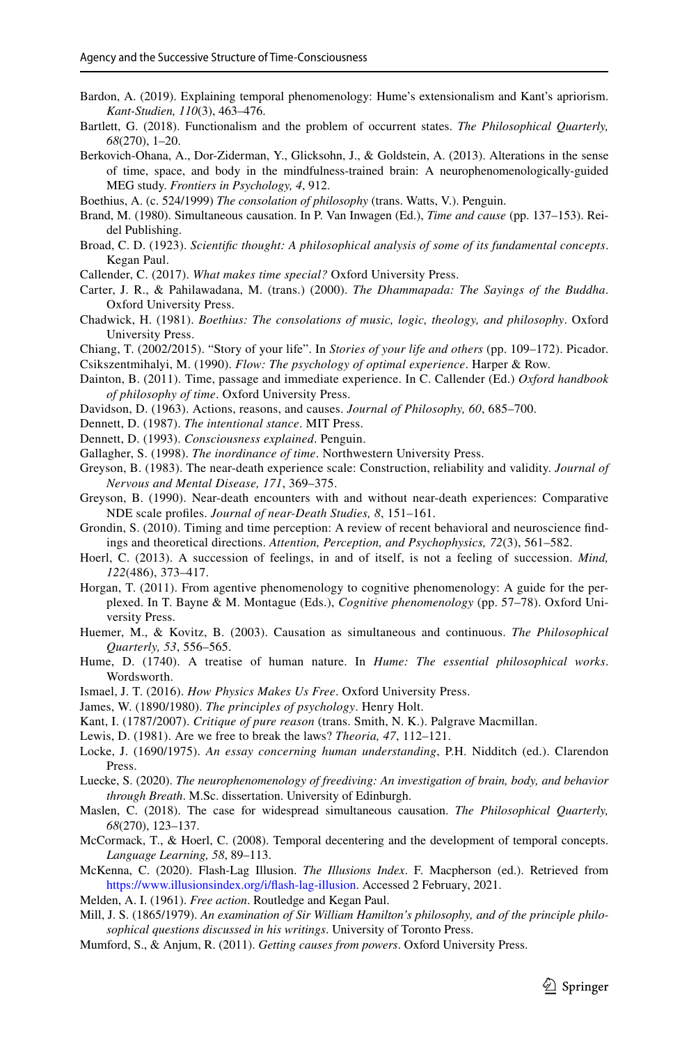Bardon, A. (2019). Explaining temporal phenomenology: Hume's extensionalism and Kant's apriorism. *Kant-Studien, 110*(3), 463–476.

Bartlett, G. (2018). Functionalism and the problem of occurrent states. *The Philosophical Quarterly, 68*(270), 1–20.

Berkovich-Ohana, A., Dor-Ziderman, Y., Glicksohn, J., & Goldstein, A. (2013). Alterations in the sense of time, space, and body in the mindfulness-trained brain: A neurophenomenologically-guided MEG study. *Frontiers in Psychology, 4*, 912.

Boethius, A. (c. 524/1999) *The consolation of philosophy* (trans. Watts, V.). Penguin.

Brand, M. (1980). Simultaneous causation. In P. Van Inwagen (Ed.), *Time and cause* (pp. 137–153). Reidel Publishing.

Broad, C. D. (1923). *Scientific thought: A philosophical analysis of some of its fundamental concepts*. Kegan Paul.

Callender, C. (2017). *What makes time special?* Oxford University Press.

Carter, J. R., & Pahilawadana, M. (trans.) (2000). *The Dhammapada: The Sayings of the Buddha*. Oxford University Press.

Chadwick, H. (1981). *Boethius: The consolations of music, logic, theology, and philosophy*. Oxford University Press.

Chiang, T. (2002/2015). "Story of your life". In *Stories of your life and others* (pp. 109–172). Picador.

Csikszentmihalyi, M. (1990). *Flow: The psychology of optimal experience*. Harper & Row.

Dainton, B. (2011). Time, passage and immediate experience. In C. Callender (Ed.) *Oxford handbook of philosophy of time*. Oxford University Press.

Davidson, D. (1963). Actions, reasons, and causes. *Journal of Philosophy, 60*, 685–700.

Dennett, D. (1987). *The intentional stance*. MIT Press.

Dennett, D. (1993). *Consciousness explained*. Penguin.

Gallagher, S. (1998). *The inordinance of time*. Northwestern University Press.

Greyson, B. (1983). The near-death experience scale: Construction, reliability and validity. *Journal of Nervous and Mental Disease, 171*, 369–375.

Greyson, B. (1990). Near-death encounters with and without near-death experiences: Comparative NDE scale profiles. *Journal of near-Death Studies, 8*, 151–161.

Grondin, S. (2010). Timing and time perception: A review of recent behavioral and neuroscience findings and theoretical directions. *Attention, Perception, and Psychophysics, 72*(3), 561–582.

Hoerl, C. (2013). A succession of feelings, in and of itself, is not a feeling of succession. *Mind, 122*(486), 373–417.

Horgan, T. (2011). From agentive phenomenology to cognitive phenomenology: A guide for the perplexed. In T. Bayne & M. Montague (Eds.), *Cognitive phenomenology* (pp. 57–78). Oxford University Press.

Huemer, M., & Kovitz, B. (2003). Causation as simultaneous and continuous. *The Philosophical Quarterly, 53*, 556–565.

Hume, D. (1740). A treatise of human nature. In *Hume: The essential philosophical works*. Wordsworth.

Ismael, J. T. (2016). *How Physics Makes Us Free*. Oxford University Press.

James, W. (1890/1980). *The principles of psychology*. Henry Holt.

Kant, I. (1787/2007). *Critique of pure reason* (trans. Smith, N. K.). Palgrave Macmillan.

Lewis, D. (1981). Are we free to break the laws? *Theoria, 47*, 112–121.

Locke, J. (1690/1975). *An essay concerning human understanding*, P.H. Nidditch (ed.). Clarendon Press.

Luecke, S. (2020). *The neurophenomenology of freediving: An investigation of brain, body, and behavior through Breath*. M.Sc. dissertation. University of Edinburgh.

Maslen, C. (2018). The case for widespread simultaneous causation. *The Philosophical Quarterly, 68*(270), 123–137.

McCormack, T., & Hoerl, C. (2008). Temporal decentering and the development of temporal concepts. *Language Learning, 58*, 89–113.

McKenna, C. (2020). Flash-Lag Illusion. *The Illusions Index*. F. Macpherson (ed.). Retrieved from https://www.illusionsindex.org/i/flash-lag-illusion. Accessed 2 February, 2021.

Melden, A. I. (1961). *Free action*. Routledge and Kegan Paul.

Mill, J. S. (1865/1979). *An examination of Sir William Hamilton's philosophy, and of the principle philosophical questions discussed in his writings*. University of Toronto Press.

Mumford, S., & Anjum, R. (2011). *Getting causes from powers*. Oxford University Press.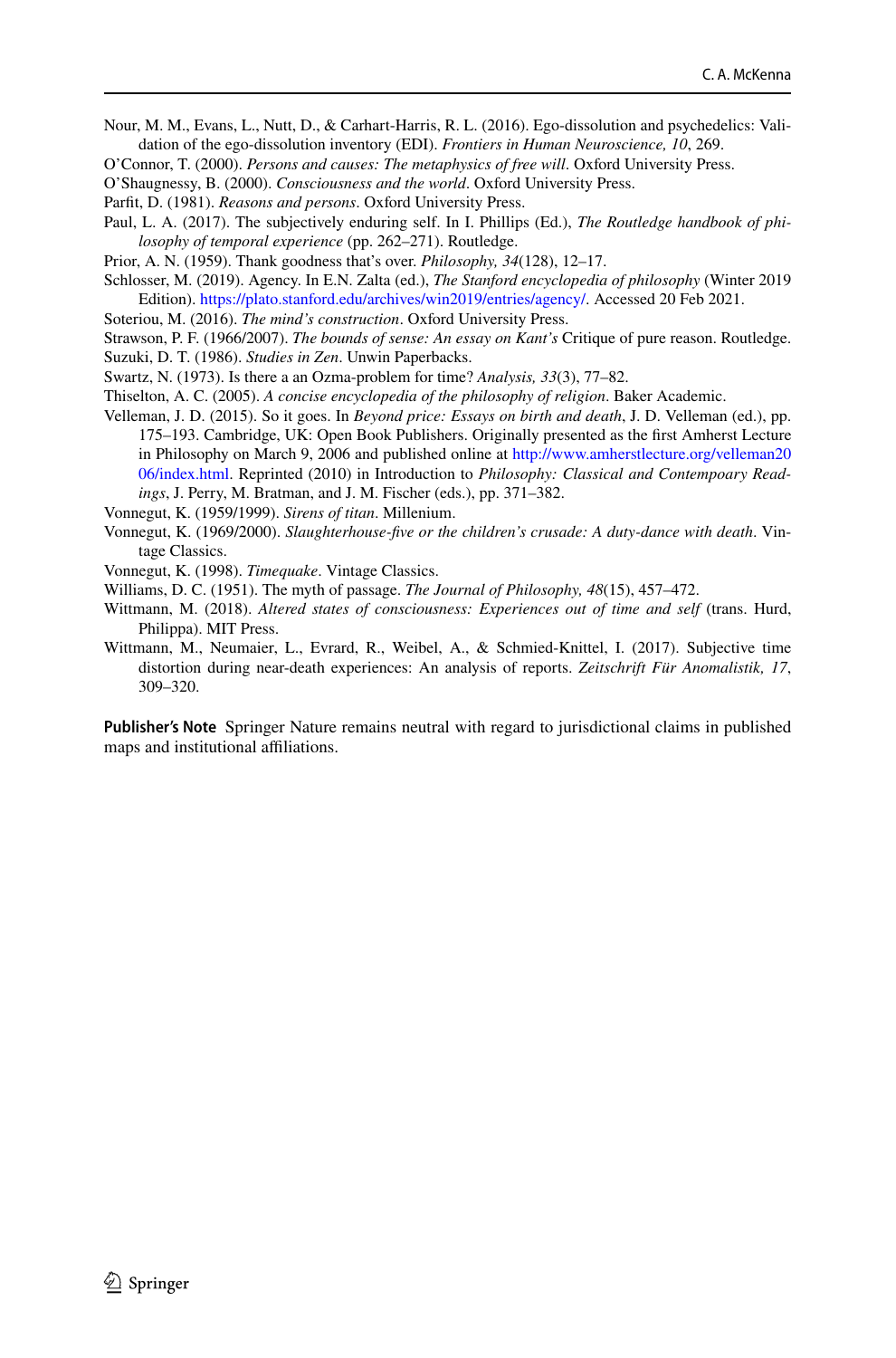Nour, M. M., Evans, L., Nutt, D., & Carhart-Harris, R. L. (2016). Ego-dissolution and psychedelics: Validation of the ego-dissolution inventory (EDI). *Frontiers in Human Neuroscience, 10*, 269.

O'Connor, T. (2000). *Persons and causes: The metaphysics of free will*. Oxford University Press.

O'Shaugnessy, B. (2000). *Consciousness and the world*. Oxford University Press.

Parfit, D. (1981). *Reasons and persons*. Oxford University Press.

Paul, L. A. (2017). The subjectively enduring self. In I. Phillips (Ed.), *The Routledge handbook of philosophy of temporal experience* (pp. 262–271). Routledge.

Prior, A. N. (1959). Thank goodness that's over. *Philosophy, 34*(128), 12–17.

Schlosser, M. (2019). Agency. In E.N. Zalta (ed.), *The Stanford encyclopedia of philosophy* (Winter 2019 Edition). https://plato.stanford.edu/archives/win2019/entries/agency/. Accessed 20 Feb 2021.

Soteriou, M. (2016). *The mind's construction*. Oxford University Press.

Strawson, P. F. (1966/2007). *The bounds of sense: An essay on Kant's* Critique of pure reason. Routledge.

Suzuki, D. T. (1986). *Studies in Zen*. Unwin Paperbacks.

Swartz, N. (1973). Is there a an Ozma-problem for time? *Analysis, 33*(3), 77–82.

Thiselton, A. C. (2005). *A concise encyclopedia of the philosophy of religion*. Baker Academic.

Velleman, J. D. (2015). So it goes. In *Beyond price: Essays on birth and death*, J. D. Velleman (ed.), pp. 175–193. Cambridge, UK: Open Book Publishers. Originally presented as the first Amherst Lecture in Philosophy on March 9, 2006 and published online at http://www.amherstlecture.org/velleman2006/index.html. Reprinted (2010) in Introduction to *Philosophy: Classical and Contempoary Readings*, J. Perry, M. Bratman, and J. M. Fischer (eds.), pp. 371–382.

Vonnegut, K. (1959/1999). *Sirens of titan*. Millenium.

Vonnegut, K. (1969/2000). *Slaughterhouse-five or the children's crusade: A duty-dance with death*. Vintage Classics.

Vonnegut, K. (1998). *Timequake*. Vintage Classics.

Williams, D. C. (1951). The myth of passage. *The Journal of Philosophy, 48*(15), 457–472.

Wittmann, M. (2018). *Altered states of consciousness: Experiences out of time and self* (trans. Hurd, Philippa). MIT Press.

Wittmann, M., Neumaier, L., Evrard, R., Weibel, A., & Schmied-Knittel, I. (2017). Subjective time distortion during near-death experiences: An analysis of reports. *Zeitschrift Für Anomalistik, 17*, 309–320.

**Publisher's Note** Springer Nature remains neutral with regard to jurisdictional claims in published maps and institutional affiliations.